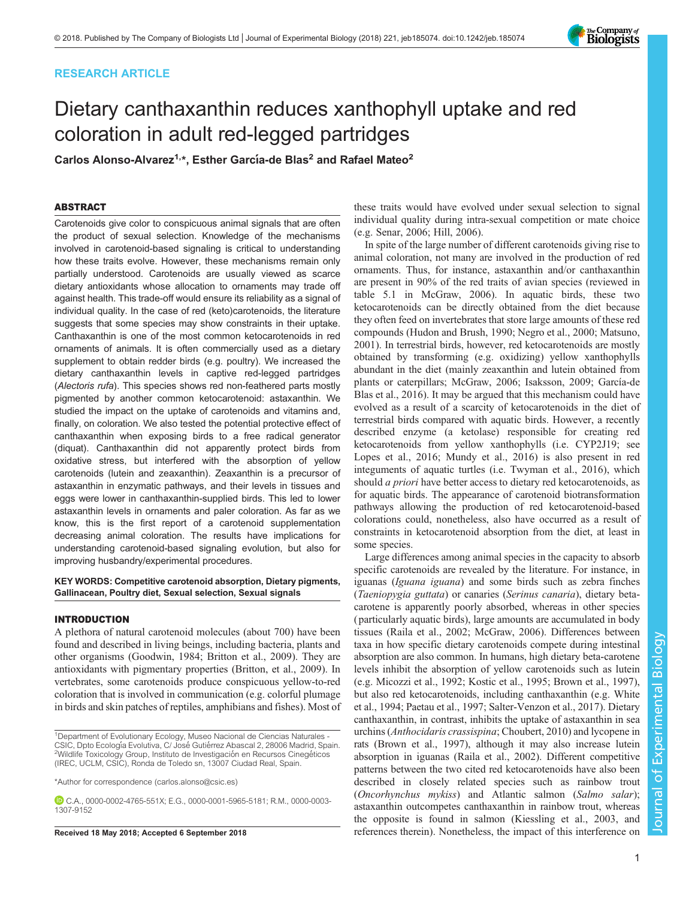RESEARCH ARTICLE

# Dietary canthaxanthin reduces xanthophyll uptake and red coloration in adult red-legged partridges

Carlos Alonso-Alvarez[1,*], Esther García-de Blas[2] and Rafael Mateo[2]

## ABSTRACT

Carotenoids give color to conspicuous animal signals that are often the product of sexual selection. Knowledge of the mechanisms involved in carotenoid-based signaling is critical to understanding how these traits evolve. However, these mechanisms remain only partially understood. Carotenoids are usually viewed as scarce dietary antioxidants whose allocation to ornaments may trade off against health. This trade-off would ensure its reliability as a signal of individual quality. In the case of red (keto)carotenoids, the literature suggests that some species may show constraints in their uptake. Canthaxanthin is one of the most common ketocarotenoids in red ornaments of animals. It is often commercially used as a dietary supplement to obtain redder birds (e.g. poultry). We increased the dietary canthaxanthin levels in captive red-legged partridges (*Alectoris rufa*). This species shows red non-feathered parts mostly pigmented by another common ketocarotenoid: astaxanthin. We studied the impact on the uptake of carotenoids and vitamins and, finally, on coloration. We also tested the potential protective effect of canthaxanthin when exposing birds to a free radical generator (diquat). Canthaxanthin did not apparently protect birds from oxidative stress, but interfered with the absorption of yellow carotenoids (lutein and zeaxanthin). Zeaxanthin is a precursor of astaxanthin in enzymatic pathways, and their levels in tissues and eggs were lower in canthaxanthin-supplied birds. This led to lower astaxanthin levels in ornaments and paler coloration. As far as we know, this is the first report of a carotenoid supplementation decreasing animal coloration. The results have implications for understanding carotenoid-based signaling evolution, but also for improving husbandry/experimental procedures.

**KEY WORDS: Competitive carotenoid absorption, Dietary pigments, Gallinacean, Poultry diet, Sexual selection, Sexual signals**

## INTRODUCTION

A plethora of natural carotenoid molecules (about 700) have been found and described in living beings, including bacteria, plants and other organisms (Goodwin, 1984; Britton et al., 2009). They are antioxidants with pigmentary properties (Britton, et al., 2009). In vertebrates, some carotenoids produce conspicuous yellow-to-red coloration that is involved in communication (e.g. colorful plumage in birds and skin patches of reptiles, amphibians and fishes). Most of these traits would have evolved under sexual selection to signal individual quality during intra-sexual competition or mate choice (e.g. Senar, 2006; Hill, 2006).

In spite of the large number of different carotenoids giving rise to animal coloration, not many are involved in the production of red ornaments. Thus, for instance, astaxanthin and/or canthaxanthin are present in 90% of the red traits of avian species (reviewed in table 5.1 in McGraw, 2006). In aquatic birds, these two ketocarotenoids can be directly obtained from the diet because they often feed on invertebrates that store large amounts of these red compounds (Hudon and Brush, 1990; Negro et al., 2000; Matsuno, 2001). In terrestrial birds, however, red ketocarotenoids are mostly obtained by transforming (e.g. oxidizing) yellow xanthophylls abundant in the diet (mainly zeaxanthin and lutein obtained from plants or caterpillars; McGraw, 2006; Isaksson, 2009; García-de Blas et al., 2016). It may be argued that this mechanism could have evolved as a result of a scarcity of ketocarotenoids in the diet of terrestrial birds compared with aquatic birds. However, a recently described enzyme (a ketolase) responsible for creating red ketocarotenoids from yellow xanthophylls (i.e. CYP2J19; see Lopes et al., 2016; Mundy et al., 2016) is also present in red integuments of aquatic turtles (i.e. Twyman et al., 2016), which should *a priori* have better access to dietary red ketocarotenoids, as for aquatic birds. The appearance of carotenoid biotransformation pathways allowing the production of red ketocarotenoid-based colorations could, nonetheless, also have occurred as a result of constraints in ketocarotenoid absorption from the diet, at least in some species.

Large differences among animal species in the capacity to absorb specific carotenoids are revealed by the literature. For instance, in iguanas (*Iguana iguana*) and some birds such as zebra finches (*Taeniopygia guttata*) or canaries (*Serinus canaria*), dietary beta-carotene is apparently poorly absorbed, whereas in other species (particularly aquatic birds), large amounts are accumulated in body tissues (Raila et al., 2002; McGraw, 2006). Differences between taxa in how specific dietary carotenoids compete during intestinal absorption are also common. In humans, high dietary beta-carotene levels inhibit the absorption of yellow carotenoids such as lutein (e.g. Micozzi et al., 1992; Kostic et al., 1995; Brown et al., 1997), but also red ketocarotenoids, including canthaxanthin (e.g. White et al., 1994; Paetau et al., 1997; Salter-Venzon et al., 2017). Dietary canthaxanthin, in contrast, inhibits the uptake of astaxanthin in sea urchins (*Anthocidaris crassispina*; Choubert, 2010) and lycopene in rats (Brown et al., 1997), although it may also increase lutein absorption in iguanas (Raila et al., 2002). Different competitive patterns between the two cited red ketocarotenoids have also been described in closely related species such as rainbow trout (*Oncorhynchus mykiss*) and Atlantic salmon (*Salmo salar*); astaxanthin outcompetes canthaxanthin in rainbow trout, whereas the opposite is found in salmon (Kiessling et al., 2003, and references therein). Nonetheless, the impact of this interference on

[1]Department of Evolutionary Ecology, Museo Nacional de Ciencias Naturales - CSIC, Dpto Ecología Evolutiva, C/ José Gutiérrez Abascal 2, 28006 Madrid, Spain. [2]Wildlife Toxicology Group, Instituto de Investigación en Recursos Cinegéticos (IREC, UCLM, CSIC), Ronda de Toledo sn, 13007 Ciudad Real, Spain.

*Author for correspondence (carlos.alonso@csic.es)

C.A., 0000-0002-4765-551X; E.G., 0000-0001-5965-5181; R.M., 0000-0003-1307-9152

Received 18 May 2018; Accepted 6 September 2018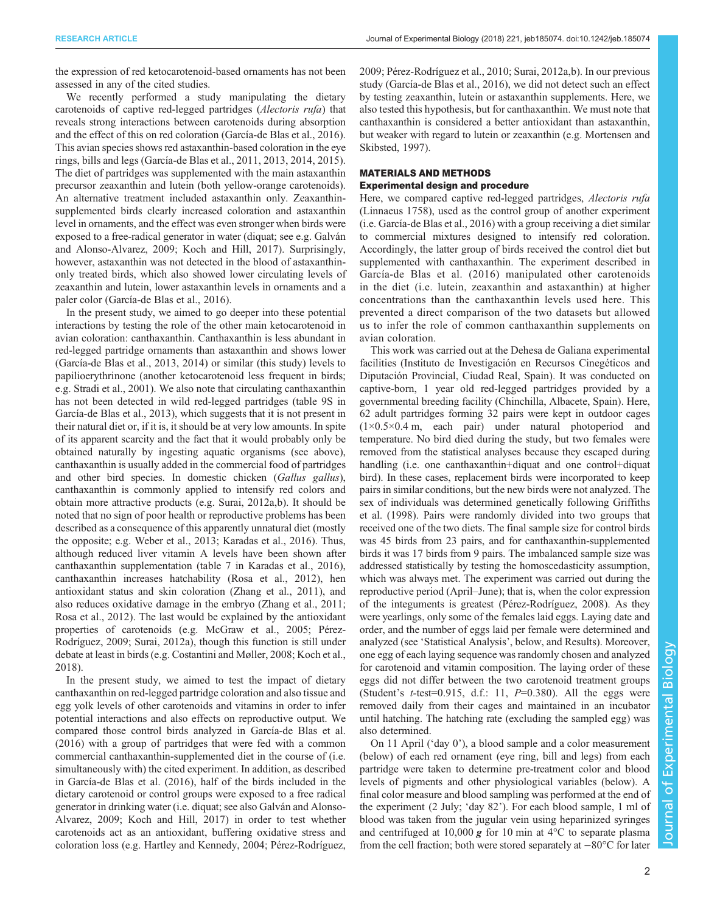the expression of red ketocarotenoid-based ornaments has not been assessed in any of the cited studies.

We recently performed a study manipulating the dietary carotenoids of captive red-legged partridges (*Alectoris rufa*) that reveals strong interactions between carotenoids during absorption and the effect of this on red coloration (García-de Blas et al., 2016). This avian species shows red astaxanthin-based coloration in the eye rings, bills and legs (García-de Blas et al., 2011, 2013, 2014, 2015). The diet of partridges was supplemented with the main astaxanthin precursor zeaxanthin and lutein (both yellow-orange carotenoids). An alternative treatment included astaxanthin only. Zeaxanthin-supplemented birds clearly increased coloration and astaxanthin level in ornaments, and the effect was even stronger when birds were exposed to a free-radical generator in water (diquat; see e.g. Galván and Alonso-Alvarez, 2009; Koch and Hill, 2017). Surprisingly, however, astaxanthin was not detected in the blood of astaxanthin-only treated birds, which also showed lower circulating levels of zeaxanthin and lutein, lower astaxanthin levels in ornaments and a paler color (García-de Blas et al., 2016).

In the present study, we aimed to go deeper into these potential interactions by testing the role of the other main ketocarotenoid in avian coloration: canthaxanthin. Canthaxanthin is less abundant in red-legged partridge ornaments than astaxanthin and shows lower (García-de Blas et al., 2013, 2014) or similar (this study) levels to papilioerythrinone (another ketocarotenoid less frequent in birds; e.g. Stradi et al., 2001). We also note that circulating canthaxanthin has not been detected in wild red-legged partridges (table 9S in García-de Blas et al., 2013), which suggests that it is not present in their natural diet or, if it is, it should be at very low amounts. In spite of its apparent scarcity and the fact that it would probably only be obtained naturally by ingesting aquatic organisms (see above), canthaxanthin is usually added in the commercial food of partridges and other bird species. In domestic chicken (*Gallus gallus*), canthaxanthin is commonly applied to intensify red colors and obtain more attractive products (e.g. Surai, 2012a,b). It should be noted that no sign of poor health or reproductive problems has been described as a consequence of this apparently unnatural diet (mostly the opposite; e.g. Weber et al., 2013; Karadas et al., 2016). Thus, although reduced liver vitamin A levels have been shown after canthaxanthin supplementation (table 7 in Karadas et al., 2016), canthaxanthin increases hatchability (Rosa et al., 2012), hen antioxidant status and skin coloration (Zhang et al., 2011), and also reduces oxidative damage in the embryo (Zhang et al., 2011; Rosa et al., 2012). The last would be explained by the antioxidant properties of carotenoids (e.g. McGraw et al., 2005; Pérez-Rodríguez, 2009; Surai, 2012a), though this function is still under debate at least in birds (e.g. Costantini and Møller, 2008; Koch et al., 2018).

In the present study, we aimed to test the impact of dietary canthaxanthin on red-legged partridge coloration and also tissue and egg yolk levels of other carotenoids and vitamins in order to infer potential interactions and also effects on reproductive output. We compared those control birds analyzed in García-de Blas et al. (2016) with a group of partridges that were fed with a common commercial canthaxanthin-supplemented diet in the course of (i.e. simultaneously with) the cited experiment. In addition, as described in García-de Blas et al. (2016), half of the birds included in the dietary carotenoid or control groups were exposed to a free radical generator in drinking water (i.e. diquat; see also Galván and Alonso-Alvarez, 2009; Koch and Hill, 2017) in order to test whether carotenoids act as an antioxidant, buffering oxidative stress and coloration loss (e.g. Hartley and Kennedy, 2004; Pérez-Rodríguez, 2009; Pérez-Rodríguez et al., 2010; Surai, 2012a,b). In our previous study (García-de Blas et al., 2016), we did not detect such an effect by testing zeaxanthin, lutein or astaxanthin supplements. Here, we also tested this hypothesis, but for canthaxanthin. We must note that canthaxanthin is considered a better antioxidant than astaxanthin, but weaker with regard to lutein or zeaxanthin (e.g. Mortensen and Skibsted, 1997).

## MATERIALS AND METHODS

### Experimental design and procedure

Here, we compared captive red-legged partridges, *Alectoris rufa* (Linnaeus 1758), used as the control group of another experiment (i.e. García-de Blas et al., 2016) with a group receiving a diet similar to commercial mixtures designed to intensify red coloration. Accordingly, the latter group of birds received the control diet but supplemented with canthaxanthin. The experiment described in García-de Blas et al. (2016) manipulated other carotenoids in the diet (i.e. lutein, zeaxanthin and astaxanthin) at higher concentrations than the canthaxanthin levels used here. This prevented a direct comparison of the two datasets but allowed us to infer the role of common canthaxanthin supplements on avian coloration.

This work was carried out at the Dehesa de Galiana experimental facilities (Instituto de Investigación en Recursos Cinegéticos and Diputación Provincial, Ciudad Real, Spain). It was conducted on captive-born, 1 year old red-legged partridges provided by a governmental breeding facility (Chinchilla, Albacete, Spain). Here, 62 adult partridges forming 32 pairs were kept in outdoor cages ($1\times0.5\times0.4$ m, each pair) under natural photoperiod and temperature. No bird died during the study, but two females were removed from the statistical analyses because they escaped during handling (i.e. one canthaxanthin+diquat and one control+diquat bird). In these cases, replacement birds were incorporated to keep pairs in similar conditions, but the new birds were not analyzed. The sex of individuals was determined genetically following Griffiths et al. (1998). Pairs were randomly divided into two groups that received one of the two diets. The final sample size for control birds was 45 birds from 23 pairs, and for canthaxanthin-supplemented birds it was 17 birds from 9 pairs. The imbalanced sample size was addressed statistically by testing the homoscedasticity assumption, which was always met. The experiment was carried out during the reproductive period (April–June); that is, when the color expression of the integuments is greatest (Pérez-Rodríguez, 2008). As they were yearlings, only some of the females laid eggs. Laying date and order, and the number of eggs laid per female were determined and analyzed (see 'Statistical Analysis', below, and Results). Moreover, one egg of each laying sequence was randomly chosen and analyzed for carotenoid and vitamin composition. The laying order of these eggs did not differ between the two carotenoid treatment groups (Student's $t$-test=0.915, d.f.: 11, $P$=0.380). All the eggs were removed daily from their cages and maintained in an incubator until hatching. The hatching rate (excluding the sampled egg) was also determined.

On 11 April ('day 0'), a blood sample and a color measurement (below) of each red ornament (eye ring, bill and legs) from each partridge were taken to determine pre-treatment color and blood levels of pigments and other physiological variables (below). A final color measure and blood sampling was performed at the end of the experiment (2 July; 'day 82'). For each blood sample, 1 ml of blood was taken from the jugular vein using heparinized syringes and centrifuged at 10,000 ***g*** for 10 min at 4°C to separate plasma from the cell fraction; both were stored separately at −80°C for later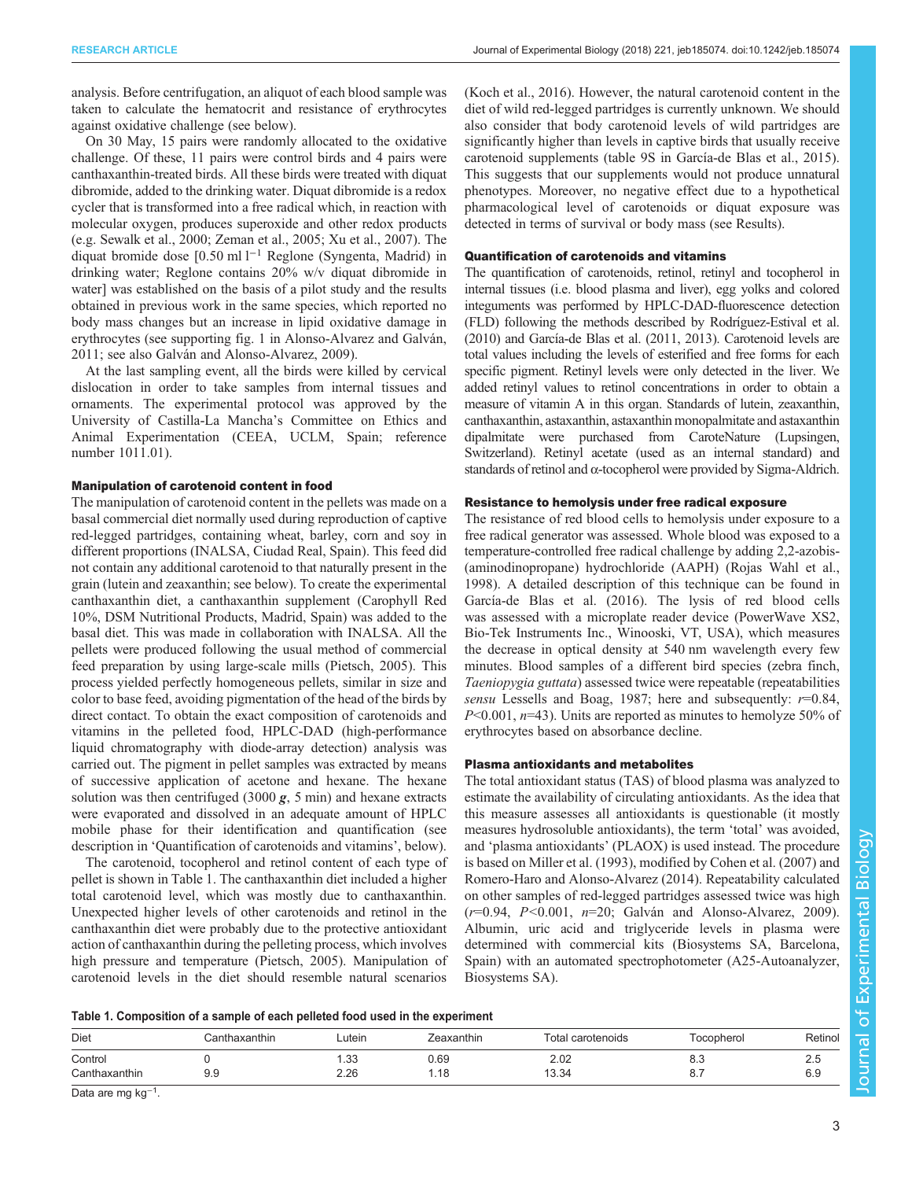analysis. Before centrifugation, an aliquot of each blood sample was taken to calculate the hematocrit and resistance of erythrocytes against oxidative challenge (see below).

On 30 May, 15 pairs were randomly allocated to the oxidative challenge. Of these, 11 pairs were control birds and 4 pairs were canthaxanthin-treated birds. All these birds were treated with diquat dibromide, added to the drinking water. Diquat dibromide is a redox cycler that is transformed into a free radical which, in reaction with molecular oxygen, produces superoxide and other redox products (e.g. Sewalk et al., 2000; Zeman et al., 2005; Xu et al., 2007). The diquat bromide dose [0.50 ml $l^{-1}$ Reglone (Syngenta, Madrid) in drinking water; Reglone contains 20% w/v diquat dibromide in water] was established on the basis of a pilot study and the results obtained in previous work in the same species, which reported no body mass changes but an increase in lipid oxidative damage in erythrocytes (see supporting fig. 1 in Alonso-Alvarez and Galván, 2011; see also Galván and Alonso-Alvarez, 2009).

At the last sampling event, all the birds were killed by cervical dislocation in order to take samples from internal tissues and ornaments. The experimental protocol was approved by the University of Castilla-La Mancha's Committee on Ethics and Animal Experimentation (CEEA, UCLM, Spain; reference number 1011.01).

#### Manipulation of carotenoid content in food

The manipulation of carotenoid content in the pellets was made on a basal commercial diet normally used during reproduction of captive red-legged partridges, containing wheat, barley, corn and soy in different proportions (INALSA, Ciudad Real, Spain). This feed did not contain any additional carotenoid to that naturally present in the grain (lutein and zeaxanthin; see below). To create the experimental canthaxanthin diet, a canthaxanthin supplement (Carophyll Red 10%, DSM Nutritional Products, Madrid, Spain) was added to the basal diet. This was made in collaboration with INALSA. All the pellets were produced following the usual method of commercial feed preparation by using large-scale mills (Pietsch, 2005). This process yielded perfectly homogeneous pellets, similar in size and color to base feed, avoiding pigmentation of the head of the birds by direct contact. To obtain the exact composition of carotenoids and vitamins in the pelleted food, HPLC-DAD (high-performance liquid chromatography with diode-array detection) analysis was carried out. The pigment in pellet samples was extracted by means of successive application of acetone and hexane. The hexane solution was then centrifuged (3000 ***g***, 5 min) and hexane extracts were evaporated and dissolved in an adequate amount of HPLC mobile phase for their identification and quantification (see description in 'Quantification of carotenoids and vitamins', below).

The carotenoid, tocopherol and retinol content of each type of pellet is shown in Table 1. The canthaxanthin diet included a higher total carotenoid level, which was mostly due to canthaxanthin. Unexpected higher levels of other carotenoids and retinol in the canthaxanthin diet were probably due to the protective antioxidant action of canthaxanthin during the pelleting process, which involves high pressure and temperature (Pietsch, 2005). Manipulation of carotenoid levels in the diet should resemble natural scenarios (Koch et al., 2016). However, the natural carotenoid content in the diet of wild red-legged partridges is currently unknown. We should also consider that body carotenoid levels of wild partridges are significantly higher than levels in captive birds that usually receive carotenoid supplements (table 9S in García-de Blas et al., 2015). This suggests that our supplements would not produce unnatural phenotypes. Moreover, no negative effect due to a hypothetical pharmacological level of carotenoids or diquat exposure was detected in terms of survival or body mass (see Results).

#### Quantification of carotenoids and vitamins

The quantification of carotenoids, retinol, retinyl and tocopherol in internal tissues (i.e. blood plasma and liver), egg yolks and colored integuments was performed by HPLC-DAD-fluorescence detection (FLD) following the methods described by Rodríguez-Estival et al. (2010) and García-de Blas et al. (2011, 2013). Carotenoid levels are total values including the levels of esterified and free forms for each specific pigment. Retinyl levels were only detected in the liver. We added retinyl values to retinol concentrations in order to obtain a measure of vitamin A in this organ. Standards of lutein, zeaxanthin, canthaxanthin, astaxanthin, astaxanthin monopalmitate and astaxanthin dipalmitate were purchased from CaroteNature (Lupsingen, Switzerland). Retinyl acetate (used as an internal standard) and standards of retinol and α-tocopherol were provided by Sigma-Aldrich.

#### Resistance to hemolysis under free radical exposure

The resistance of red blood cells to hemolysis under exposure to a free radical generator was assessed. Whole blood was exposed to a temperature-controlled free radical challenge by adding 2,2-azobis-(aminodinopropane) hydrochloride (AAPH) (Rojas Wahl et al., 1998). A detailed description of this technique can be found in García-de Blas et al. (2016). The lysis of red blood cells was assessed with a microplate reader device (PowerWave XS2, Bio-Tek Instruments Inc., Winooski, VT, USA), which measures the decrease in optical density at 540 nm wavelength every few minutes. Blood samples of a different bird species (zebra finch, *Taeniopygia guttata*) assessed twice were repeatable (repeatabilities *sensu* Lessells and Boag, 1987; here and subsequently: $r$=0.84, $P$<0.001, $n$=43). Units are reported as minutes to hemolyze 50% of erythrocytes based on absorbance decline.

#### Plasma antioxidants and metabolites

The total antioxidant status (TAS) of blood plasma was analyzed to estimate the availability of circulating antioxidants. As the idea that this measure assesses all antioxidants is questionable (it mostly measures hydrosoluble antioxidants), the term 'total' was avoided, and 'plasma antioxidants' (PLAOX) is used instead. The procedure is based on Miller et al. (1993), modified by Cohen et al. (2007) and Romero-Haro and Alonso-Alvarez (2014). Repeatability calculated on other samples of red-legged partridges assessed twice was high ($r$=0.94, $P$<0.001, $n$=20; Galván and Alonso-Alvarez, 2009). Albumin, uric acid and triglyceride levels in plasma were determined with commercial kits (Biosystems SA, Barcelona, Spain) with an automated spectrophotometer (A25-Autoanalyzer, Biosystems SA).

**Table 1. Composition of a sample of each pelleted food used in the experiment**

| Diet | Canthaxanthin | Lutein | Zeaxanthin | Total carotenoids | Tocopherol | Retinol |
|---|---|---|---|---|---|---|
| Control | 0 | 1.33 | 0.69 | 2.02 | 8.3 | 2.5 |
| Canthaxanthin | 9.9 | 2.26 | 1.18 | 13.34 | 8.7 | 6.9 |

Data are mg $kg^{-1}$.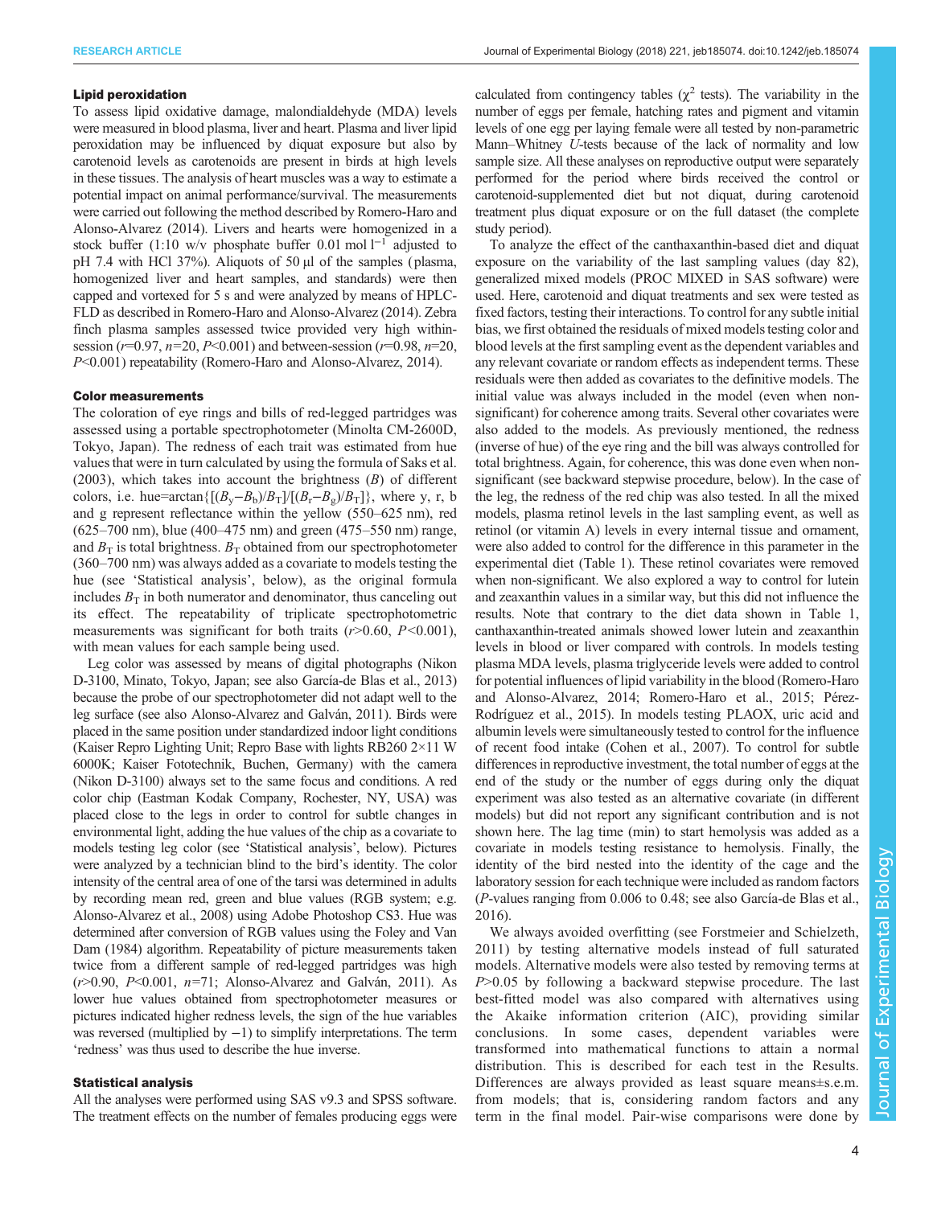### Lipid peroxidation

To assess lipid oxidative damage, malondialdehyde (MDA) levels were measured in blood plasma, liver and heart. Plasma and liver lipid peroxidation may be influenced by diquat exposure but also by carotenoid levels as carotenoids are present in birds at high levels in these tissues. The analysis of heart muscles was a way to estimate a potential impact on animal performance/survival. The measurements were carried out following the method described by Romero-Haro and Alonso-Alvarez (2014). Livers and hearts were homogenized in a stock buffer (1:10 w/v phosphate buffer 0.01 mol $l^{-1}$ adjusted to pH 7.4 with HCl 37%). Aliquots of 50 µl of the samples (plasma, homogenized liver and heart samples, and standards) were then capped and vortexed for 5 s and were analyzed by means of HPLC-FLD as described in Romero-Haro and Alonso-Alvarez (2014). Zebra finch plasma samples assessed twice provided very high within-session ($r$=0.97, $n$=20, $P$<0.001) and between-session ($r$=0.98, $n$=20, $P$<0.001) repeatability (Romero-Haro and Alonso-Alvarez, 2014).

### Color measurements

The coloration of eye rings and bills of red-legged partridges was assessed using a portable spectrophotometer (Minolta CM-2600D, Tokyo, Japan). The redness of each trait was estimated from hue values that were in turn calculated by using the formula of Saks et al. (2003), which takes into account the brightness ($B$) of different colors, i.e. hue=arctan{[($B_y$−$B_b$)/$B_T$]/[($B_r$−$B_g$)/$B_T$]}, where y, r, b and g represent reflectance within the yellow (550–625 nm), red (625–700 nm), blue (400–475 nm) and green (475–550 nm) range, and $B_T$ is total brightness. $B_T$ obtained from our spectrophotometer (360–700 nm) was always added as a covariate to models testing the hue (see 'Statistical analysis', below), as the original formula includes $B_T$ in both numerator and denominator, thus canceling out its effect. The repeatability of triplicate spectrophotometric measurements was significant for both traits ($r$>0.60, $P$<0.001), with mean values for each sample being used.

Leg color was assessed by means of digital photographs (Nikon D-3100, Minato, Tokyo, Japan; see also García-de Blas et al., 2013) because the probe of our spectrophotometer did not adapt well to the leg surface (see also Alonso-Alvarez and Galván, 2011). Birds were placed in the same position under standardized indoor light conditions (Kaiser Repro Lighting Unit; Repro Base with lights RB260 2×11 W 6000K; Kaiser Fototechnik, Buchen, Germany) with the camera (Nikon D-3100) always set to the same focus and conditions. A red color chip (Eastman Kodak Company, Rochester, NY, USA) was placed close to the legs in order to control for subtle changes in environmental light, adding the hue values of the chip as a covariate to models testing leg color (see 'Statistical analysis', below). Pictures were analyzed by a technician blind to the bird's identity. The color intensity of the central area of one of the tarsi was determined in adults by recording mean red, green and blue values (RGB system; e.g. Alonso-Alvarez et al., 2008) using Adobe Photoshop CS3. Hue was determined after conversion of RGB values using the Foley and Van Dam (1984) algorithm. Repeatability of picture measurements taken twice from a different sample of red-legged partridges was high ($r$>0.90, $P$<0.001, $n$=71; Alonso-Alvarez and Galván, 2011). As lower hue values obtained from spectrophotometer measures or pictures indicated higher redness levels, the sign of the hue variables was reversed (multiplied by −1) to simplify interpretations. The term 'redness' was thus used to describe the hue inverse.

### Statistical analysis

All the analyses were performed using SAS v9.3 and SPSS software. The treatment effects on the number of females producing eggs were calculated from contingency tables ($\chi^2$ tests). The variability in the number of eggs per female, hatching rates and pigment and vitamin levels of one egg per laying female were all tested by non-parametric Mann–Whitney $U$-tests because of the lack of normality and low sample size. All these analyses on reproductive output were separately performed for the period where birds received the control or carotenoid-supplemented diet but not diquat, during carotenoid treatment plus diquat exposure or on the full dataset (the complete study period).

To analyze the effect of the canthaxanthin-based diet and diquat exposure on the variability of the last sampling values (day 82), generalized mixed models (PROC MIXED in SAS software) were used. Here, carotenoid and diquat treatments and sex were tested as fixed factors, testing their interactions. To control for any subtle initial bias, we first obtained the residuals of mixed models testing color and blood levels at the first sampling event as the dependent variables and any relevant covariate or random effects as independent terms. These residuals were then added as covariates to the definitive models. The initial value was always included in the model (even when non-significant) for coherence among traits. Several other covariates were also added to the models. As previously mentioned, the redness (inverse of hue) of the eye ring and the bill was always controlled for total brightness. Again, for coherence, this was done even when non-significant (see backward stepwise procedure, below). In the case of the leg, the redness of the red chip was also tested. In all the mixed models, plasma retinol levels in the last sampling event, as well as retinol (or vitamin A) levels in every internal tissue and ornament, were also added to control for the difference in this parameter in the experimental diet (Table 1). These retinol covariates were removed when non-significant. We also explored a way to control for lutein and zeaxanthin values in a similar way, but this did not influence the results. Note that contrary to the diet data shown in Table 1, canthaxanthin-treated animals showed lower lutein and zeaxanthin levels in blood or liver compared with controls. In models testing plasma MDA levels, plasma triglyceride levels were added to control for potential influences of lipid variability in the blood (Romero-Haro and Alonso-Alvarez, 2014; Romero-Haro et al., 2015; Pérez-Rodríguez et al., 2015). In models testing PLAOX, uric acid and albumin levels were simultaneously tested to control for the influence of recent food intake (Cohen et al., 2007). To control for subtle differences in reproductive investment, the total number of eggs at the end of the study or the number of eggs during only the diquat experiment was also tested as an alternative covariate (in different models) but did not report any significant contribution and is not shown here. The lag time (min) to start hemolysis was added as a covariate in models testing resistance to hemolysis. Finally, the identity of the bird nested into the identity of the cage and the laboratory session for each technique were included as random factors ($P$-values ranging from 0.006 to 0.48; see also García-de Blas et al., 2016).

We always avoided overfitting (see Forstmeier and Schielzeth, 2011) by testing alternative models instead of full saturated models. Alternative models were also tested by removing terms at $P$>0.05 by following a backward stepwise procedure. The last best-fitted model was also compared with alternatives using the Akaike information criterion (AIC), providing similar conclusions. In some cases, dependent variables were transformed into mathematical functions to attain a normal distribution. This is described for each test in the Results. Differences are always provided as least square means±s.e.m. from models; that is, considering random factors and any term in the final model. Pair-wise comparisons were done by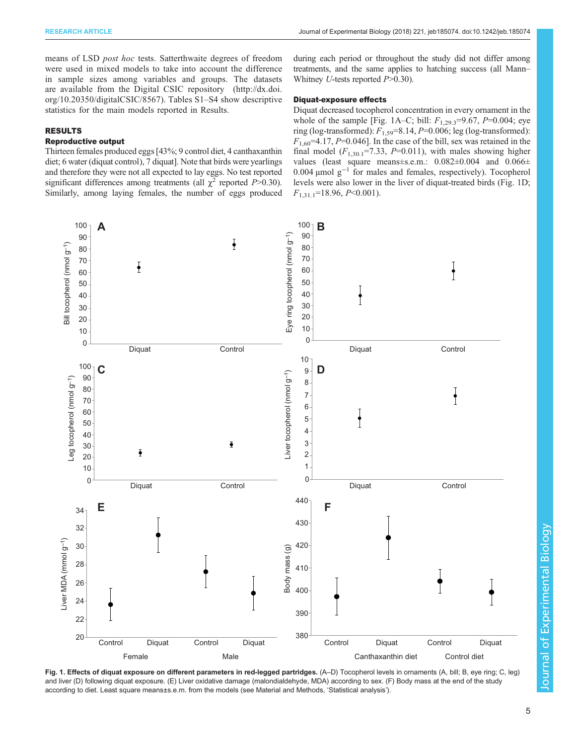means of LSD *post hoc* tests. Satterthwaite degrees of freedom were used in mixed models to take into account the difference in sample sizes among variables and groups. The datasets are available from the Digital CSIC repository (http://dx.doi.org/10.20350/digitalCSIC/8567). Tables S1–S4 show descriptive statistics for the main models reported in Results.

## RESULTS

### Reproductive output

Thirteen females produced eggs [43%; 9 control diet, 4 canthaxanthin diet; 6 water (diquat control), 7 diquat]. Note that birds were yearlings and therefore they were not all expected to lay eggs. No test reported significant differences among treatments (all $\chi^2$ reported $P$>0.30). Similarly, among laying females, the number of eggs produced during each period or throughout the study did not differ among treatments, and the same applies to hatching success (all Mann–Whitney *U*-tests reported $P$>0.30).

### Diquat-exposure effects

Diquat decreased tocopherol concentration in every ornament in the whole of the sample [Fig. 1A–C; bill: $F_{1,29.3}$=9.67, $P$=0.004; eye ring (log-transformed): $F_{1,59}$=8.14, $P$=0.006; leg (log-transformed): $F_{1,60}$=4.17, $P$=0.046]. In the case of the bill, sex was retained in the final model ($F_{1,30.1}$=7.33, $P$=0.011), with males showing higher values (least square means±s.e.m.: 0.082±0.004 and 0.066±0.004 μmol $g^{-1}$ for males and females, respectively). Tocopherol levels were also lower in the liver of diquat-treated birds (Fig. 1D; $F_{1,31.1}$=18.96, $P$<0.001).

**Fig. 1. Effects of diquat exposure on different parameters in red-legged partridges.** (A–D) Tocopherol levels in ornaments (A, bill; B, eye ring; C, leg) and liver (D) following diquat exposure. (E) Liver oxidative damage (malondialdehyde, MDA) according to sex. (F) Body mass at the end of the study according to diet. Least square means±s.e.m. from the models (see Material and Methods, 'Statistical analysis').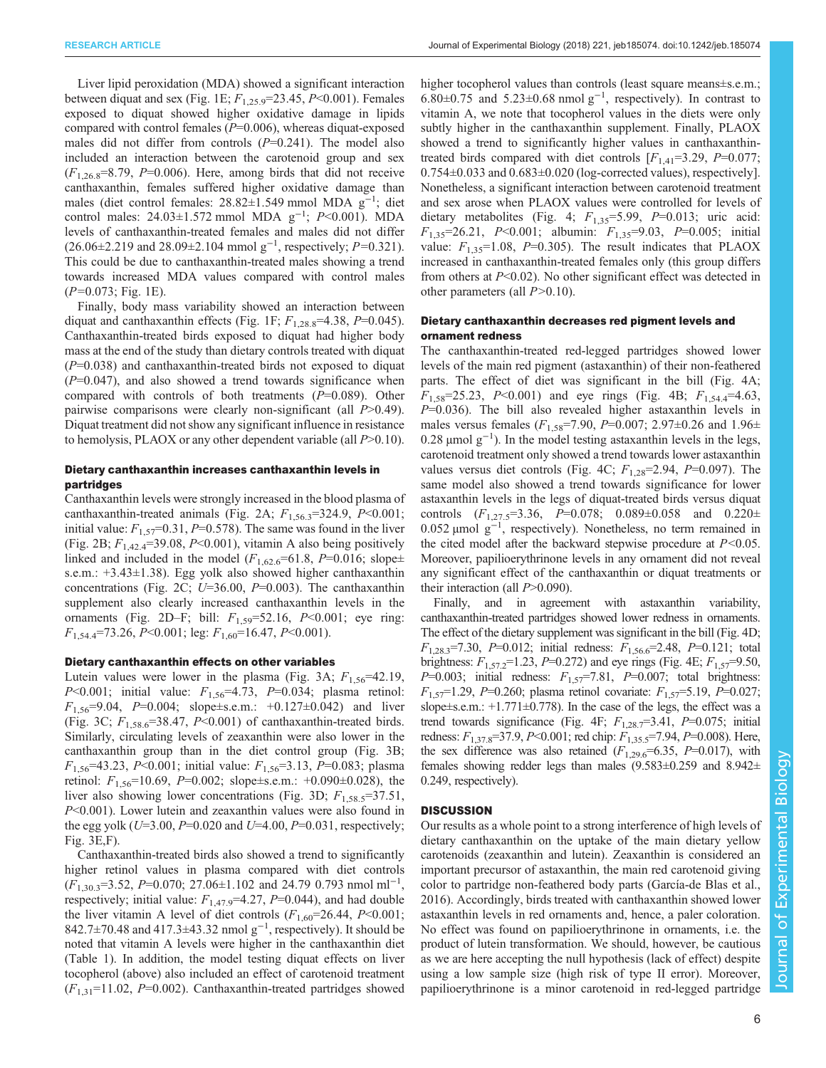Liver lipid peroxidation (MDA) showed a significant interaction between diquat and sex (Fig. 1E; $F_{1,25.9}$=23.45, $P$<0.001). Females exposed to diquat showed higher oxidative damage in lipids compared with control females ($P$=0.006), whereas diquat-exposed males did not differ from controls ($P$=0.241). The model also included an interaction between the carotenoid group and sex ($F_{1,26.8}$=8.79, $P$=0.006). Here, among birds that did not receive canthaxanthin, females suffered higher oxidative damage than males (diet control females: 28.82±1.549 mmol MDA $g^{-1}$; diet control males: 24.03±1.572 mmol MDA $g^{-1}$; $P$<0.001). MDA levels of canthaxanthin-treated females and males did not differ (26.06±2.219 and 28.09±2.104 mmol $g^{-1}$, respectively; $P$=0.321). This could be due to canthaxanthin-treated males showing a trend towards increased MDA values compared with control males ($P$=0.073; Fig. 1E).

Finally, body mass variability showed an interaction between diquat and canthaxanthin effects (Fig. 1F; $F_{1,28.8}$=4.38, $P$=0.045). Canthaxanthin-treated birds exposed to diquat had higher body mass at the end of the study than dietary controls treated with diquat ($P$=0.038) and canthaxanthin-treated birds not exposed to diquat ($P$=0.047), and also showed a trend towards significance when compared with controls of both treatments ($P$=0.089). Other pairwise comparisons were clearly non-significant (all $P$>0.49). Diquat treatment did not show any significant influence in resistance to hemolysis, PLAOX or any other dependent variable (all $P$>0.10).

### Dietary canthaxanthin increases canthaxanthin levels in partridges

Canthaxanthin levels were strongly increased in the blood plasma of canthaxanthin-treated animals (Fig. 2A; $F_{1,56.3}$=324.9, $P$<0.001; initial value: $F_{1,57}$=0.31, $P$=0.578). The same was found in the liver (Fig. 2B; $F_{1,42.4}$=39.08, $P$<0.001), vitamin A also being positively linked and included in the model ($F_{1,62.6}$=61.8, $P$=0.016; slope±s.e.m.: +3.43±1.38). Egg yolk also showed higher canthaxanthin concentrations (Fig. 2C; $U$=36.00, $P$=0.003). The canthaxanthin supplement also clearly increased canthaxanthin levels in the ornaments (Fig. 2D–F; bill: $F_{1,59}$=52.16, $P$<0.001; eye ring: $F_{1,54.4}$=73.26, $P$<0.001; leg: $F_{1,60}$=16.47, $P$<0.001).

### Dietary canthaxanthin effects on other variables

Lutein values were lower in the plasma (Fig. 3A; $F_{1,56}$=42.19, $P$<0.001; initial value: $F_{1,56}$=4.73, $P$=0.034; plasma retinol: $F_{1,56}$=9.04, $P$=0.004; slope±s.e.m.: +0.127±0.042) and liver (Fig. 3C; $F_{1,58.6}$=38.47, $P$<0.001) of canthaxanthin-treated birds. Similarly, circulating levels of zeaxanthin were also lower in the canthaxanthin group than in the diet control group (Fig. 3B; $F_{1,56}$=43.23, $P$<0.001; initial value: $F_{1,56}$=3.13, $P$=0.083; plasma retinol: $F_{1,56}$=10.69, $P$=0.002; slope±s.e.m.: +0.090±0.028), the liver also showing lower concentrations (Fig. 3D; $F_{1,58.5}$=37.51, $P$<0.001). Lower lutein and zeaxanthin values were also found in the egg yolk ($U$=3.00, $P$=0.020 and $U$=4.00, $P$=0.031, respectively; Fig. 3E,F).

Canthaxanthin-treated birds also showed a trend to significantly higher retinol values in plasma compared with diet controls ($F_{1,30.3}$=3.52, $P$=0.070; 27.06±1.102 and 24.79 0.793 nmol $ml^{-1}$, respectively; initial value: $F_{1,47.9}$=4.27, $P$=0.044), and had double the liver vitamin A level of diet controls ($F_{1,60}$=26.44, $P$<0.001; 842.7±70.48 and 417.3±43.32 nmol $g^{-1}$, respectively). It should be noted that vitamin A levels were higher in the canthaxanthin diet (Table 1). In addition, the model testing diquat effects on liver tocopherol (above) also included an effect of carotenoid treatment ($F_{1,31}$=11.02, $P$=0.002). Canthaxanthin-treated partridges showed higher tocopherol values than controls (least square means±s.e.m.; 6.80±0.75 and 5.23±0.68 nmol $g^{-1}$, respectively). In contrast to vitamin A, we note that tocopherol values in the diets were only subtly higher in the canthaxanthin supplement. Finally, PLAOX showed a trend to significantly higher values in canthaxanthin-treated birds compared with diet controls [$F_{1,41}$=3.29, $P$=0.077; 0.754±0.033 and 0.683±0.020 (log-corrected values), respectively]. Nonetheless, a significant interaction between carotenoid treatment and sex arose when PLAOX values were controlled for levels of dietary metabolites (Fig. 4; $F_{1,35}$=5.99, $P$=0.013; uric acid: $F_{1,35}$=26.21, $P$<0.001; albumin: $F_{1,35}$=9.03, $P$=0.005; initial value: $F_{1,35}$=1.08, $P$=0.305). The result indicates that PLAOX increased in canthaxanthin-treated females only (this group differs from others at $P$<0.02). No other significant effect was detected in other parameters (all $P$>0.10).

### Dietary canthaxanthin decreases red pigment levels and ornament redness

The canthaxanthin-treated red-legged partridges showed lower levels of the main red pigment (astaxanthin) of their non-feathered parts. The effect of diet was significant in the bill (Fig. 4A; $F_{1,58}$=25.23, $P$<0.001) and eye rings (Fig. 4B; $F_{1,54.4}$=4.63, $P$=0.036). The bill also revealed higher astaxanthin levels in males versus females ($F_{1,58}$=7.90, $P$=0.007; 2.97±0.26 and 1.96±0.28 µmol $g^{-1}$). In the model testing astaxanthin levels in the legs, carotenoid treatment only showed a trend towards lower astaxanthin values versus diet controls (Fig. 4C; $F_{1,28}$=2.94, $P$=0.097). The same model also showed a trend towards significance for lower astaxanthin levels in the legs of diquat-treated birds versus diquat controls ($F_{1,27.5}$=3.36, $P$=0.078; 0.089±0.058 and 0.220±0.052 µmol $g^{-1}$, respectively). Nonetheless, no term remained in the cited model after the backward stepwise procedure at $P$<0.05. Moreover, papilioerythrinone levels in any ornament did not reveal any significant effect of the canthaxanthin or diquat treatments or their interaction (all $P$>0.090).

Finally, and in agreement with astaxanthin variability, canthaxanthin-treated partridges showed lower redness in ornaments. The effect of the dietary supplement was significant in the bill (Fig. 4D; $F_{1,28.3}$=7.30, $P$=0.012; initial redness: $F_{1,56.6}$=2.48, $P$=0.121; total brightness: $F_{1,57.2}$=1.23, $P$=0.272) and eye rings (Fig. 4E; $F_{1,57}$=9.50, $P$=0.003; initial redness: $F_{1,57}$=7.81, $P$=0.007; total brightness: $F_{1,57}$=1.29, $P$=0.260; plasma retinol covariate: $F_{1,57}$=5.19, $P$=0.027; slope±s.e.m.: +1.771±0.778). In the case of the legs, the effect was a trend towards significance (Fig. 4F; $F_{1,28.7}$=3.41, $P$=0.075; initial redness: $F_{1,37.8}$=37.9, $P$<0.001; red chip: $F_{1,35.5}$=7.94, $P$=0.008). Here, the sex difference was also retained ($F_{1,29.6}$=6.35, $P$=0.017), with females showing redder legs than males (9.583±0.259 and 8.942±0.249, respectively).

## DISCUSSION

Our results as a whole point to a strong interference of high levels of dietary canthaxanthin on the uptake of the main dietary yellow carotenoids (zeaxanthin and lutein). Zeaxanthin is considered an important precursor of astaxanthin, the main red carotenoid giving color to partridge non-feathered body parts (García-de Blas et al., 2016). Accordingly, birds treated with canthaxanthin showed lower astaxanthin levels in red ornaments and, hence, a paler coloration. No effect was found on papilioerythrinone in ornaments, i.e. the product of lutein transformation. We should, however, be cautious as we are here accepting the null hypothesis (lack of effect) despite using a low sample size (high risk of type II error). Moreover, papilioerythrinone is a minor carotenoid in red-legged partridge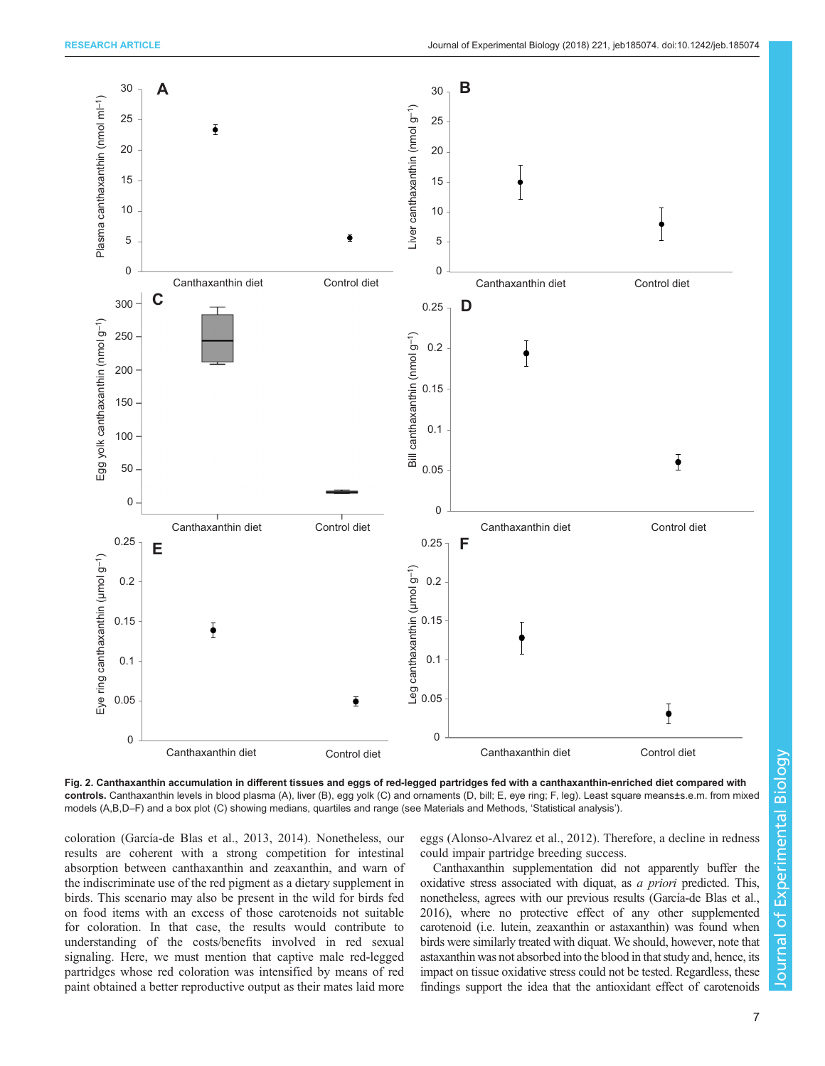Fig. 2. **Canthaxanthin accumulation in different tissues and eggs of red-legged partridges fed with a canthaxanthin-enriched diet compared with controls.** Canthaxanthin levels in blood plasma (A), liver (B), egg yolk (C) and ornaments (D, bill; E, eye ring; F, leg). Least square means±s.e.m. from mixed models (A,B,D–F) and a box plot (C) showing medians, quartiles and range (see Materials and Methods, 'Statistical analysis').

coloration (García-de Blas et al., 2013, 2014). Nonetheless, our results are coherent with a strong competition for intestinal absorption between canthaxanthin and zeaxanthin, and warn of the indiscriminate use of the red pigment as a dietary supplement in birds. This scenario may also be present in the wild for birds fed on food items with an excess of those carotenoids not suitable for coloration. In that case, the results would contribute to understanding of the costs/benefits involved in red sexual signaling. Here, we must mention that captive male red-legged partridges whose red coloration was intensified by means of red paint obtained a better reproductive output as their mates laid more eggs (Alonso-Alvarez et al., 2012). Therefore, a decline in redness could impair partridge breeding success.

Canthaxanthin supplementation did not apparently buffer the oxidative stress associated with diquat, as *a priori* predicted. This, nonetheless, agrees with our previous results (García-de Blas et al., 2016), where no protective effect of any other supplemented carotenoid (i.e. lutein, zeaxanthin or astaxanthin) was found when birds were similarly treated with diquat. We should, however, note that astaxanthin was not absorbed into the blood in that study and, hence, its impact on tissue oxidative stress could not be tested. Regardless, these findings support the idea that the antioxidant effect of carotenoids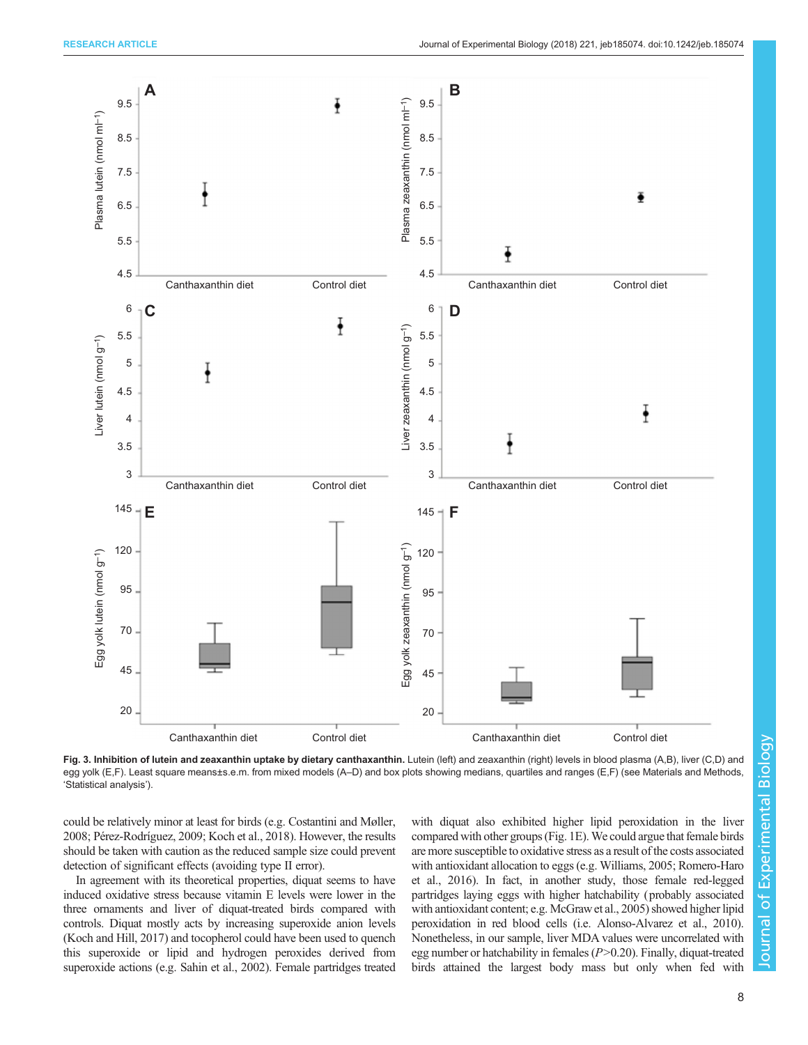**Fig. 3. Inhibition of lutein and zeaxanthin uptake by dietary canthaxanthin.** Lutein (left) and zeaxanthin (right) levels in blood plasma (A,B), liver (C,D) and egg yolk (E,F). Least square means±s.e.m. from mixed models (A–D) and box plots showing medians, quartiles and ranges (E,F) (see Materials and Methods, 'Statistical analysis').

could be relatively minor at least for birds (e.g. Costantini and Møller, 2008; Pérez-Rodríguez, 2009; Koch et al., 2018). However, the results should be taken with caution as the reduced sample size could prevent detection of significant effects (avoiding type II error).

In agreement with its theoretical properties, diquat seems to have induced oxidative stress because vitamin E levels were lower in the three ornaments and liver of diquat-treated birds compared with controls. Diquat mostly acts by increasing superoxide anion levels (Koch and Hill, 2017) and tocopherol could have been used to quench this superoxide or lipid and hydrogen peroxides derived from superoxide actions (e.g. Sahin et al., 2002). Female partridges treated with diquat also exhibited higher lipid peroxidation in the liver compared with other groups (Fig. 1E). We could argue that female birds are more susceptible to oxidative stress as a result of the costs associated with antioxidant allocation to eggs (e.g. Williams, 2005; Romero-Haro et al., 2016). In fact, in another study, those female red-legged partridges laying eggs with higher hatchability (probably associated with antioxidant content; e.g. McGraw et al., 2005) showed higher lipid peroxidation in red blood cells (i.e. Alonso-Alvarez et al., 2010). Nonetheless, in our sample, liver MDA values were uncorrelated with egg number or hatchability in females ($P$>0.20). Finally, diquat-treated birds attained the largest body mass but only when fed with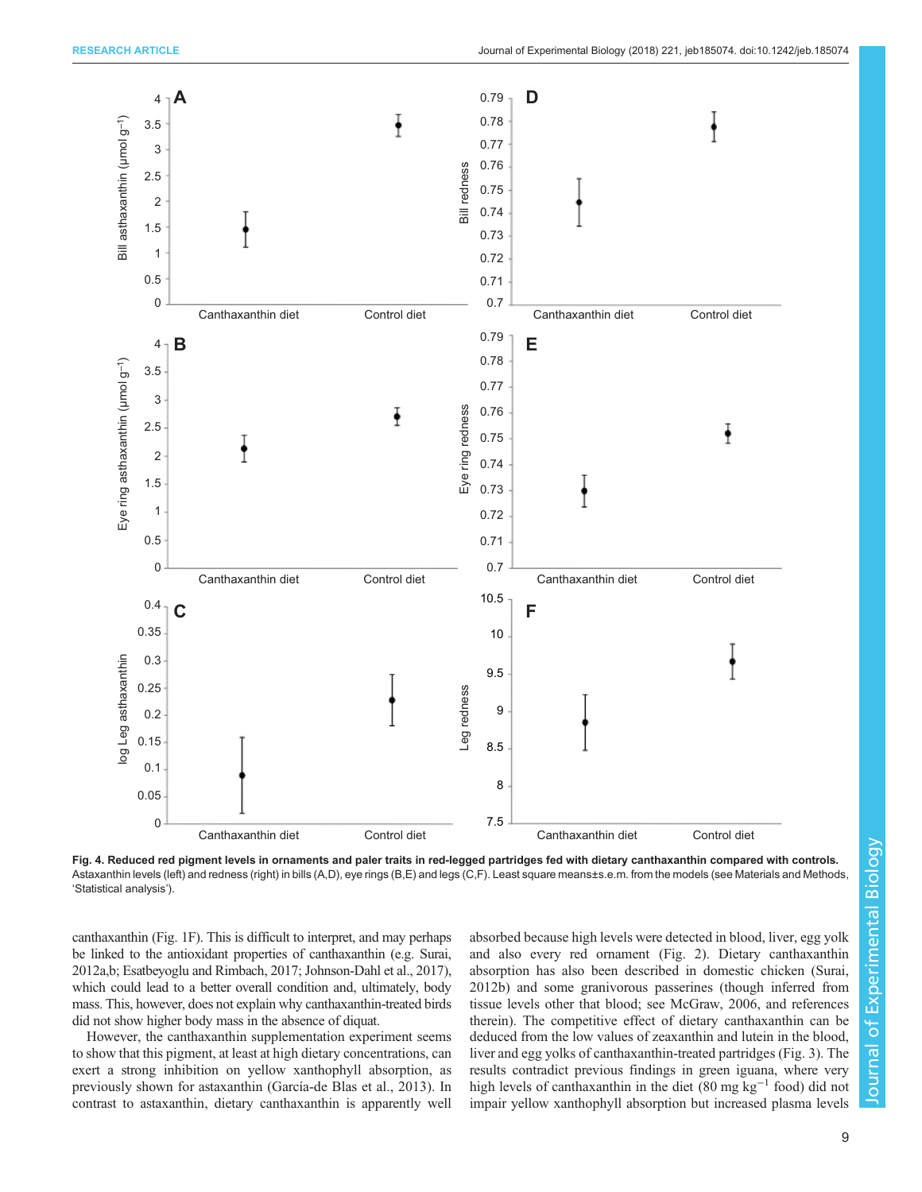**Fig. 4. Reduced red pigment levels in ornaments and paler traits in red-legged partridges fed with dietary canthaxanthin compared with controls.** Astaxanthin levels (left) and redness (right) in bills (A,D), eye rings (B,E) and legs (C,F). Least square means±s.e.m. from the models (see Materials and Methods, 'Statistical analysis').

canthaxanthin (Fig. 1F). This is difficult to interpret, and may perhaps be linked to the antioxidant properties of canthaxanthin (e.g. Surai, 2012a,b; Esatbeyoglu and Rimbach, 2017; Johnson-Dahl et al., 2017), which could lead to a better overall condition and, ultimately, body mass. This, however, does not explain why canthaxanthin-treated birds did not show higher body mass in the absence of diquat.

However, the canthaxanthin supplementation experiment seems to show that this pigment, at least at high dietary concentrations, can exert a strong inhibition on yellow xanthophyll absorption, as previously shown for astaxanthin (García-de Blas et al., 2013). In contrast to astaxanthin, dietary canthaxanthin is apparently well absorbed because high levels were detected in blood, liver, egg yolk and also every red ornament (Fig. 2). Dietary canthaxanthin absorption has also been described in domestic chicken (Surai, 2012b) and some granivorous passerines (though inferred from tissue levels other that blood; see McGraw, 2006, and references therein). The competitive effect of dietary canthaxanthin can be deduced from the low values of zeaxanthin and lutein in the blood, liver and egg yolks of canthaxanthin-treated partridges (Fig. 3). The results contradict previous findings in green iguana, where very high levels of canthaxanthin in the diet (80 mg kg$^{-1}$ food) did not impair yellow xanthophyll absorption but increased plasma levels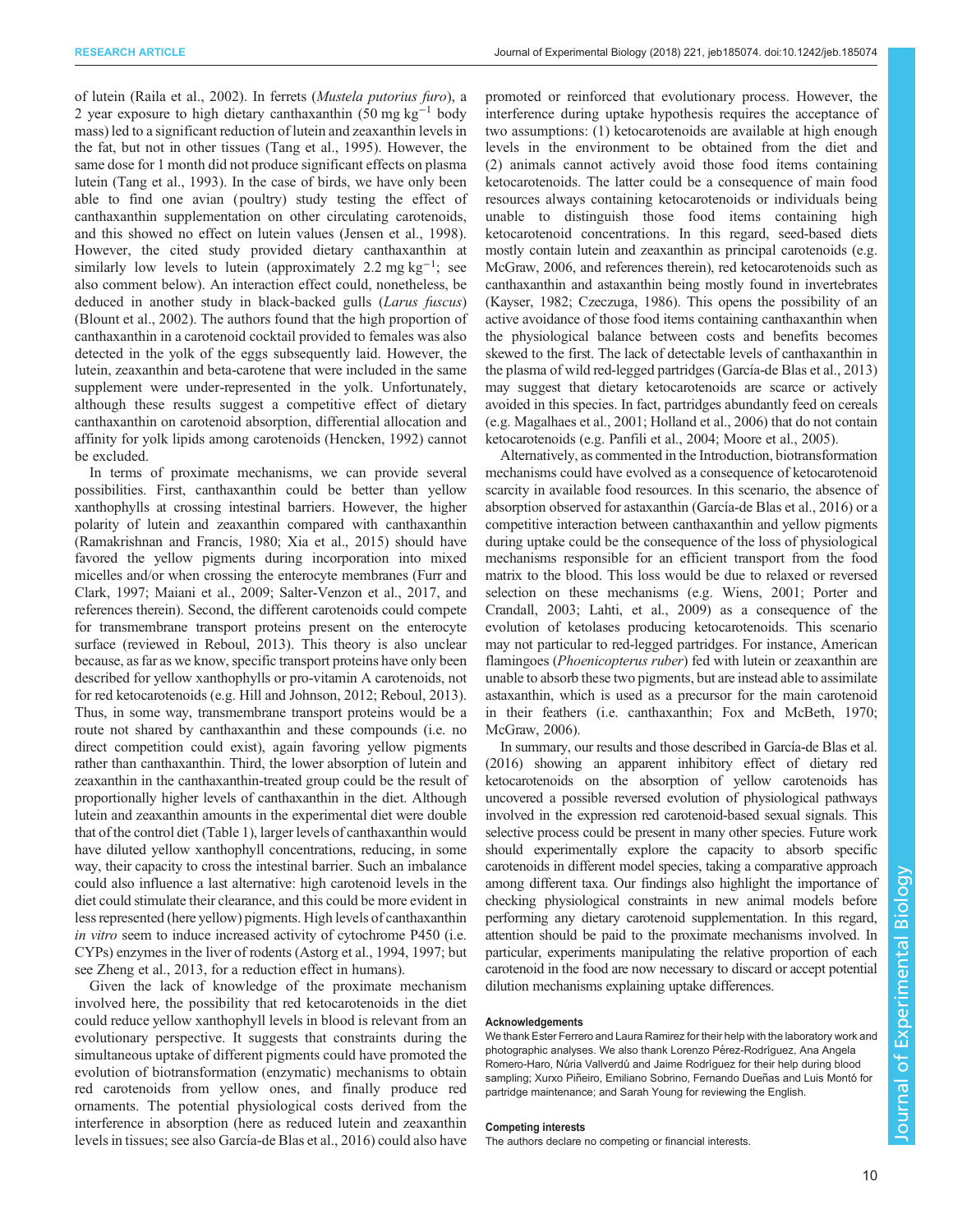of lutein (Raila et al., 2002). In ferrets (*Mustela putorius furo*), a 2 year exposure to high dietary canthaxanthin (50 mg $kg^{-1}$ body mass) led to a significant reduction of lutein and zeaxanthin levels in the fat, but not in other tissues (Tang et al., 1995). However, the same dose for 1 month did not produce significant effects on plasma lutein (Tang et al., 1993). In the case of birds, we have only been able to find one avian (poultry) study testing the effect of canthaxanthin supplementation on other circulating carotenoids, and this showed no effect on lutein values (Jensen et al., 1998). However, the cited study provided dietary canthaxanthin at similarly low levels to lutein (approximately 2.2 mg $kg^{-1}$; see also comment below). An interaction effect could, nonetheless, be deduced in another study in black-backed gulls (*Larus fuscus*) (Blount et al., 2002). The authors found that the high proportion of canthaxanthin in a carotenoid cocktail provided to females was also detected in the yolk of the eggs subsequently laid. However, the lutein, zeaxanthin and beta-carotene that were included in the same supplement were under-represented in the yolk. Unfortunately, although these results suggest a competitive effect of dietary canthaxanthin on carotenoid absorption, differential allocation and affinity for yolk lipids among carotenoids (Hencken, 1992) cannot be excluded.

In terms of proximate mechanisms, we can provide several possibilities. First, canthaxanthin could be better than yellow xanthophylls at crossing intestinal barriers. However, the higher polarity of lutein and zeaxanthin compared with canthaxanthin (Ramakrishnan and Francis, 1980; Xia et al., 2015) should have favored the yellow pigments during incorporation into mixed micelles and/or when crossing the enterocyte membranes (Furr and Clark, 1997; Maiani et al., 2009; Salter-Venzon et al., 2017, and references therein). Second, the different carotenoids could compete for transmembrane transport proteins present on the enterocyte surface (reviewed in Reboul, 2013). This theory is also unclear because, as far as we know, specific transport proteins have only been described for yellow xanthophylls or pro-vitamin A carotenoids, not for red ketocarotenoids (e.g. Hill and Johnson, 2012; Reboul, 2013). Thus, in some way, transmembrane transport proteins would be a route not shared by canthaxanthin and these compounds (i.e. no direct competition could exist), again favoring yellow pigments rather than canthaxanthin. Third, the lower absorption of lutein and zeaxanthin in the canthaxanthin-treated group could be the result of proportionally higher levels of canthaxanthin in the diet. Although lutein and zeaxanthin amounts in the experimental diet were double that of the control diet (Table 1), larger levels of canthaxanthin would have diluted yellow xanthophyll concentrations, reducing, in some way, their capacity to cross the intestinal barrier. Such an imbalance could also influence a last alternative: high carotenoid levels in the diet could stimulate their clearance, and this could be more evident in less represented (here yellow) pigments. High levels of canthaxanthin *in vitro* seem to induce increased activity of cytochrome P450 (i.e. CYPs) enzymes in the liver of rodents (Astorg et al., 1994, 1997; but see Zheng et al., 2013, for a reduction effect in humans).

Given the lack of knowledge of the proximate mechanism involved here, the possibility that red ketocarotenoids in the diet could reduce yellow xanthophyll levels in blood is relevant from an evolutionary perspective. It suggests that constraints during the simultaneous uptake of different pigments could have promoted the evolution of biotransformation (enzymatic) mechanisms to obtain red carotenoids from yellow ones, and finally produce red ornaments. The potential physiological costs derived from the interference in absorption (here as reduced lutein and zeaxanthin levels in tissues; see also García-de Blas et al., 2016) could also have promoted or reinforced that evolutionary process. However, the interference during uptake hypothesis requires the acceptance of two assumptions: (1) ketocarotenoids are available at high enough levels in the environment to be obtained from the diet and (2) animals cannot actively avoid those food items containing ketocarotenoids. The latter could be a consequence of main food resources always containing ketocarotenoids or individuals being unable to distinguish those food items containing high ketocarotenoid concentrations. In this regard, seed-based diets mostly contain lutein and zeaxanthin as principal carotenoids (e.g. McGraw, 2006, and references therein), red ketocarotenoids such as canthaxanthin and astaxanthin being mostly found in invertebrates (Kayser, 1982; Czeczuga, 1986). This opens the possibility of an active avoidance of those food items containing canthaxanthin when the physiological balance between costs and benefits becomes skewed to the first. The lack of detectable levels of canthaxanthin in the plasma of wild red-legged partridges (García-de Blas et al., 2013) may suggest that dietary ketocarotenoids are scarce or actively avoided in this species. In fact, partridges abundantly feed on cereals (e.g. Magalhaes et al., 2001; Holland et al., 2006) that do not contain ketocarotenoids (e.g. Panfili et al., 2004; Moore et al., 2005).

Alternatively, as commented in the Introduction, biotransformation mechanisms could have evolved as a consequence of ketocarotenoid scarcity in available food resources. In this scenario, the absence of absorption observed for astaxanthin (García-de Blas et al., 2016) or a competitive interaction between canthaxanthin and yellow pigments during uptake could be the consequence of the loss of physiological mechanisms responsible for an efficient transport from the food matrix to the blood. This loss would be due to relaxed or reversed selection on these mechanisms (e.g. Wiens, 2001; Porter and Crandall, 2003; Lahti, et al., 2009) as a consequence of the evolution of ketolases producing ketocarotenoids. This scenario may not particular to red-legged partridges. For instance, American flamingoes (*Phoenicopterus ruber*) fed with lutein or zeaxanthin are unable to absorb these two pigments, but are instead able to assimilate astaxanthin, which is used as a precursor for the main carotenoid in their feathers (i.e. canthaxanthin; Fox and McBeth, 1970; McGraw, 2006).

In summary, our results and those described in García-de Blas et al. (2016) showing an apparent inhibitory effect of dietary red ketocarotenoids on the absorption of yellow carotenoids has uncovered a possible reversed evolution of physiological pathways involved in the expression red carotenoid-based sexual signals. This selective process could be present in many other species. Future work should experimentally explore the capacity to absorb specific carotenoids in different model species, taking a comparative approach among different taxa. Our findings also highlight the importance of checking physiological constraints in new animal models before performing any dietary carotenoid supplementation. In this regard, attention should be paid to the proximate mechanisms involved. In particular, experiments manipulating the relative proportion of each carotenoid in the food are now necessary to discard or accept potential dilution mechanisms explaining uptake differences.

#### Acknowledgements

We thank Ester Ferrero and Laura Ramirez for their help with the laboratory work and photographic analyses. We also thank Lorenzo Pérez-Rodríguez, Ana Angela Romero-Haro, Núria Vallverdú and Jaime Rodríguez for their help during blood sampling; Xurxo Piñeiro, Emiliano Sobrino, Fernando Dueñas and Luis Montó for partridge maintenance; and Sarah Young for reviewing the English.

#### Competing interests

The authors declare no competing or financial interests.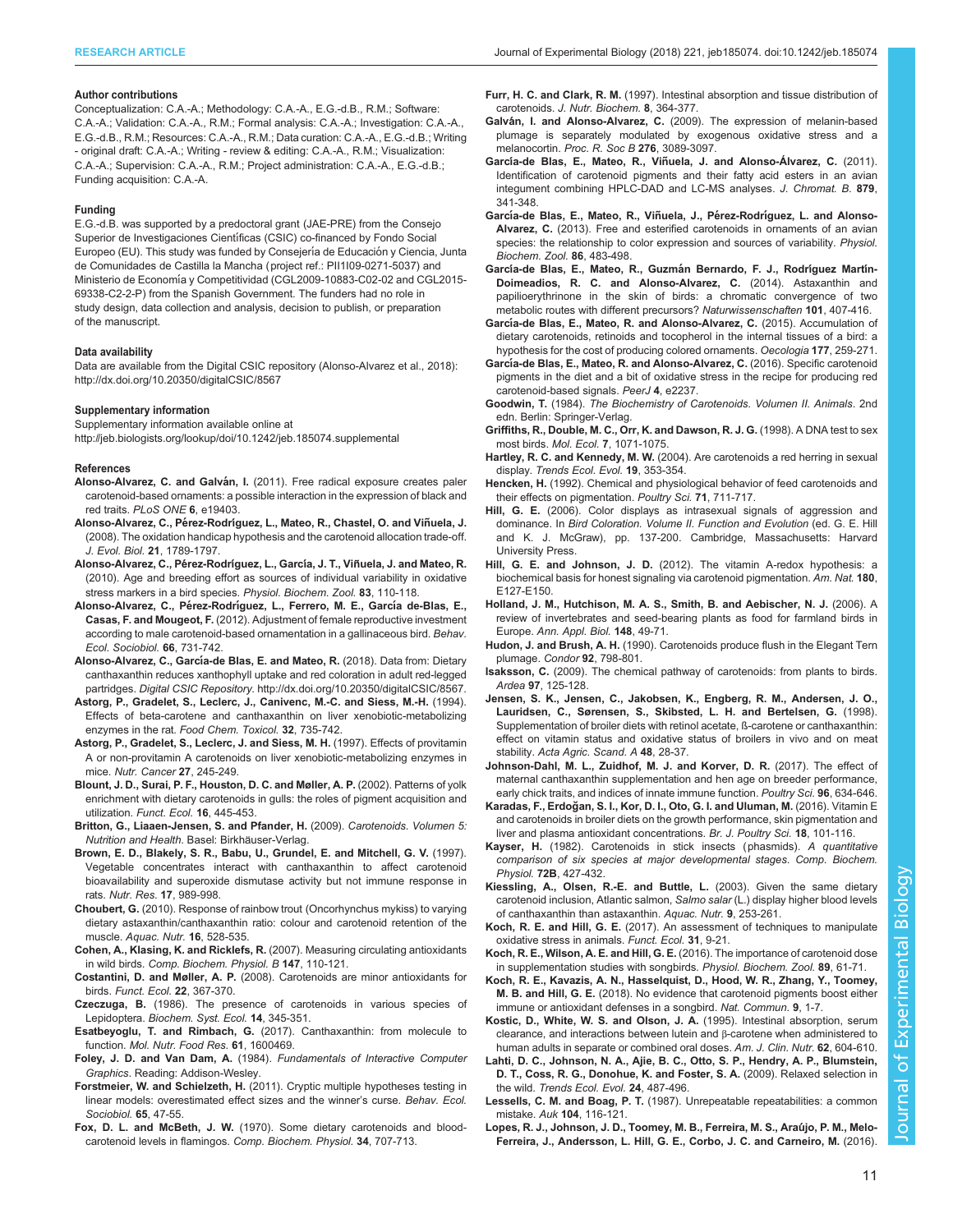#### Author contributions

Conceptualization: C.A.-A.; Methodology: C.A.-A., E.G.-d.B., R.M.; Software: C.A.-A.; Validation: C.A.-A., R.M.; Formal analysis: C.A.-A.; Investigation: C.A.-A., E.G.-d.B., R.M.; Resources: C.A.-A., R.M.; Data curation: C.A.-A., E.G.-d.B.; Writing - original draft: C.A.-A.; Writing - review & editing: C.A.-A., R.M.; Visualization: C.A.-A.; Supervision: C.A.-A., R.M.; Project administration: C.A.-A., E.G.-d.B.; Funding acquisition: C.A.-A.

#### Funding

E.G.-d.B. was supported by a predoctoral grant (JAE-PRE) from the Consejo Superior de Investigaciones Científicas (CSIC) co-financed by Fondo Social Europeo (EU). This study was funded by Consejería de Educación y Ciencia, Junta de Comunidades de Castilla la Mancha (project ref.: PII1I09-0271-5037) and Ministerio de Economía y Competitividad (CGL2009-10883-C02-02 and CGL2015-69338-C2-2-P) from the Spanish Government. The funders had no role in study design, data collection and analysis, decision to publish, or preparation of the manuscript.

#### Data availability

Data are available from the Digital CSIC repository (Alonso-Alvarez et al., 2018): http://dx.doi.org/10.20350/digitalCSIC/8567

#### Supplementary information

Supplementary information available online at http://jeb.biologists.org/lookup/doi/10.1242/jeb.185074.supplemental

#### References

**Alonso-Alvarez, C. and Galván, I.** (2011). Free radical exposure creates paler carotenoid-based ornaments: a possible interaction in the expression of black and red traits. *PLoS ONE* **6**, e19403.

**Alonso-Alvarez, C., Pérez-Rodríguez, L., Mateo, R., Chastel, O. and Viñuela, J.** (2008). The oxidation handicap hypothesis and the carotenoid allocation trade-off. *J. Evol. Biol.* **21**, 1789-1797.

**Alonso-Alvarez, C., Pérez-Rodríguez, L., García, J. T., Viñuela, J. and Mateo, R.** (2010). Age and breeding effort as sources of individual variability in oxidative stress markers in a bird species. *Physiol. Biochem. Zool.* **83**, 110-118.

**Alonso-Alvarez, C., Pérez-Rodríguez, L., Ferrero, M. E., García de-Blas, E., Casas, F. and Mougeot, F.** (2012). Adjustment of female reproductive investment according to male carotenoid-based ornamentation in a gallinaceous bird. *Behav. Ecol. Sociobiol.* **66**, 731-742.

**Alonso-Alvarez, C., García-de Blas, E. and Mateo, R.** (2018). Data from: Dietary canthaxanthin reduces xanthophyll uptake and red coloration in adult red-legged partridges. *Digital CSIC Repository*. http://dx.doi.org/10.20350/digitalCSIC/8567.

**Astorg, P., Gradelet, S., Leclerc, J., Canivenc, M.-C. and Siess, M.-H.** (1994). Effects of beta-carotene and canthaxanthin on liver xenobiotic-metabolizing enzymes in the rat. *Food Chem. Toxicol.* **32**, 735-742.

**Astorg, P., Gradelet, S., Leclerc, J. and Siess, M. H.** (1997). Effects of provitamin A or non-provitamin A carotenoids on liver xenobiotic-metabolizing enzymes in mice. *Nutr. Cancer* **27**, 245-249.

**Blount, J. D., Surai, P. F., Houston, D. C. and Møller, A. P.** (2002). Patterns of yolk enrichment with dietary carotenoids in gulls: the roles of pigment acquisition and utilization. *Funct. Ecol.* **16**, 445-453.

**Britton, G., Liaaen-Jensen, S. and Pfander, H.** (2009). *Carotenoids. Volumen 5: Nutrition and Health*. Basel: Birkhäuser-Verlag.

**Brown, E. D., Blakely, S. R., Babu, U., Grundel, E. and Mitchell, G. V.** (1997). Vegetable concentrates interact with canthaxanthin to affect carotenoid bioavailability and superoxide dismutase activity but not immune response in rats. *Nutr. Res.* **17**, 989-998.

**Choubert, G.** (2010). Response of rainbow trout (Oncorhynchus mykiss) to varying dietary astaxanthin/canthaxanthin ratio: colour and carotenoid retention of the muscle. *Aquac. Nutr.* **16**, 528-535.

**Cohen, A., Klasing, K. and Ricklefs, R.** (2007). Measuring circulating antioxidants in wild birds. *Comp. Biochem. Physiol. B* **147**, 110-121.

**Costantini, D. and Møller, A. P.** (2008). Carotenoids are minor antioxidants for birds. *Funct. Ecol.* **22**, 367-370.

**Czeczuga, B.** (1986). The presence of carotenoids in various species of Lepidoptera. *Biochem. Syst. Ecol.* **14**, 345-351.

**Esatbeyoglu, T. and Rimbach, G.** (2017). Canthaxanthin: from molecule to function. *Mol. Nutr. Food Res.* **61**, 1600469.

**Foley, J. D. and Van Dam, A.** (1984). *Fundamentals of Interactive Computer Graphics*. Reading: Addison-Wesley.

**Forstmeier, W. and Schielzeth, H.** (2011). Cryptic multiple hypotheses testing in linear models: overestimated effect sizes and the winner's curse. *Behav. Ecol. Sociobiol.* **65**, 47-55.

**Fox, D. L. and McBeth, J. W.** (1970). Some dietary carotenoids and blood-carotenoid levels in flamingos. *Comp. Biochem. Physiol.* **34**, 707-713.

**Furr, H. C. and Clark, R. M.** (1997). Intestinal absorption and tissue distribution of carotenoids. *J. Nutr. Biochem.* **8**, 364-377.

**Galván, I. and Alonso-Alvarez, C.** (2009). The expression of melanin-based plumage is separately modulated by exogenous oxidative stress and a melanocortin. *Proc. R. Soc B* **276**, 3089-3097.

**García-de Blas, E., Mateo, R., Viñuela, J. and Alonso-Álvarez, C.** (2011). Identification of carotenoid pigments and their fatty acid esters in an avian integument combining HPLC-DAD and LC-MS analyses. *J. Chromat. B.* **879**, 341-348.

**García-de Blas, E., Mateo, R., Viñuela, J., Pérez-Rodríguez, L. and Alonso-Alvarez, C.** (2013). Free and esterified carotenoids in ornaments of an avian species: the relationship to color expression and sources of variability. *Physiol. Biochem. Zool.* **86**, 483-498.

**García-de Blas, E., Mateo, R., Guzmán Bernardo, F. J., Rodríguez Martín-Doimeadios, R. C. and Alonso-Alvarez, C.** (2014). Astaxanthin and papilioerythrinone in the skin of birds: a chromatic convergence of two metabolic routes with different precursors? *Naturwissenschaften* **101**, 407-416.

**García-de Blas, E., Mateo, R. and Alonso-Alvarez, C.** (2015). Accumulation of dietary carotenoids, retinoids and tocopherol in the internal tissues of a bird: a hypothesis for the cost of producing colored ornaments. *Oecologia* **177**, 259-271.

**García-de Blas, E., Mateo, R. and Alonso-Alvarez, C.** (2016). Specific carotenoid pigments in the diet and a bit of oxidative stress in the recipe for producing red carotenoid-based signals. *PeerJ* **4**, e2237.

**Goodwin, T.** (1984). *The Biochemistry of Carotenoids. Volumen II. Animals*. 2nd edn. Berlin: Springer-Verlag.

**Griffiths, R., Double, M. C., Orr, K. and Dawson, R. J. G.** (1998). A DNA test to sex most birds. *Mol. Ecol.* **7**, 1071-1075.

**Hartley, R. C. and Kennedy, M. W.** (2004). Are carotenoids a red herring in sexual display. *Trends Ecol. Evol.* **19**, 353-354.

**Hencken, H.** (1992). Chemical and physiological behavior of feed carotenoids and their effects on pigmentation. *Poultry Sci.* **71**, 711-717.

**Hill, G. E.** (2006). Color displays as intrasexual signals of aggression and dominance. In *Bird Coloration. Volume II. Function and Evolution* (ed. G. E. Hill and K. J. McGraw), pp. 137-200. Cambridge, Massachusetts: Harvard University Press.

**Hill, G. E. and Johnson, J. D.** (2012). The vitamin A-redox hypothesis: a biochemical basis for honest signaling via carotenoid pigmentation. *Am. Nat.* **180**, E127-E150.

**Holland, J. M., Hutchison, M. A. S., Smith, B. and Aebischer, N. J.** (2006). A review of invertebrates and seed-bearing plants as food for farmland birds in Europe. *Ann. Appl. Biol.* **148**, 49-71.

**Hudon, J. and Brush, A. H.** (1990). Carotenoids produce flush in the Elegant Tern plumage. *Condor* **92**, 798-801.

**Isaksson, C.** (2009). The chemical pathway of carotenoids: from plants to birds. *Ardea* **97**, 125-128.

**Jensen, S. K., Jensen, C., Jakobsen, K., Engberg, R. M., Andersen, J. O., Lauridsen, C., Sørensen, S., Skibsted, L. H. and Bertelsen, G.** (1998). Supplementation of broiler diets with retinol acetate, ß-carotene or canthaxanthin: effect on vitamin status and oxidative status of broilers in vivo and on meat stability. *Acta Agric. Scand. A* **48**, 28-37.

**Johnson-Dahl, M. L., Zuidhof, M. J. and Korver, D. R.** (2017). The effect of maternal canthaxanthin supplementation and hen age on breeder performance, early chick traits, and indices of innate immune function. *Poultry Sci.* **96**, 634-646.

**Karadas, F., Erdoğan, S. I., Kor, D. I., Oto, G. I. and Uluman, M.** (2016). Vitamin E and carotenoids in broiler diets on the growth performance, skin pigmentation and liver and plasma antioxidant concentrations. *Br. J. Poultry Sci.* **18**, 101-116.

**Kayser, H.** (1982). Carotenoids in stick insects (phasmids). *A quantitative comparison of six species at major developmental stages. Comp. Biochem. Physiol.* **72B**, 427-432.

**Kiessling, A., Olsen, R.-E. and Buttle, L.** (2003). Given the same dietary carotenoid inclusion, Atlantic salmon, *Salmo salar* (L.) display higher blood levels of canthaxanthin than astaxanthin. *Aquac. Nutr.* **9**, 253-261.

**Koch, R. E. and Hill, G. E.** (2017). An assessment of techniques to manipulate oxidative stress in animals. *Funct. Ecol.* **31**, 9-21.

**Koch, R. E., Wilson, A. E. and Hill, G. E.** (2016). The importance of carotenoid dose in supplementation studies with songbirds. *Physiol. Biochem. Zool.* **89**, 61-71.

**Koch, R. E., Kavazis, A. N., Hasselquist, D., Hood, W. R., Zhang, Y., Toomey, M. B. and Hill, G. E.** (2018). No evidence that carotenoid pigments boost either immune or antioxidant defenses in a songbird. *Nat. Commun.* **9**, 1-7.

**Kostic, D., White, W. S. and Olson, J. A.** (1995). Intestinal absorption, serum clearance, and interactions between lutein and β-carotene when administered to human adults in separate or combined oral doses. *Am. J. Clin. Nutr.* **62**, 604-610.

**Lahti, D. C., Johnson, N. A., Ajie, B. C., Otto, S. P., Hendry, A. P., Blumstein, D. T., Coss, R. G., Donohue, K. and Foster, S. A.** (2009). Relaxed selection in the wild. *Trends Ecol. Evol.* **24**, 487-496.

**Lessells, C. M. and Boag, P. T.** (1987). Unrepeatable repeatabilities: a common mistake. *Auk* **104**, 116-121.

**Lopes, R. J., Johnson, J. D., Toomey, M. B., Ferreira, M. S., Araújo, P. M., Melo-Ferreira, J., Andersson, L. Hill, G. E., Corbo, J. C. and Carneiro, M.** (2016).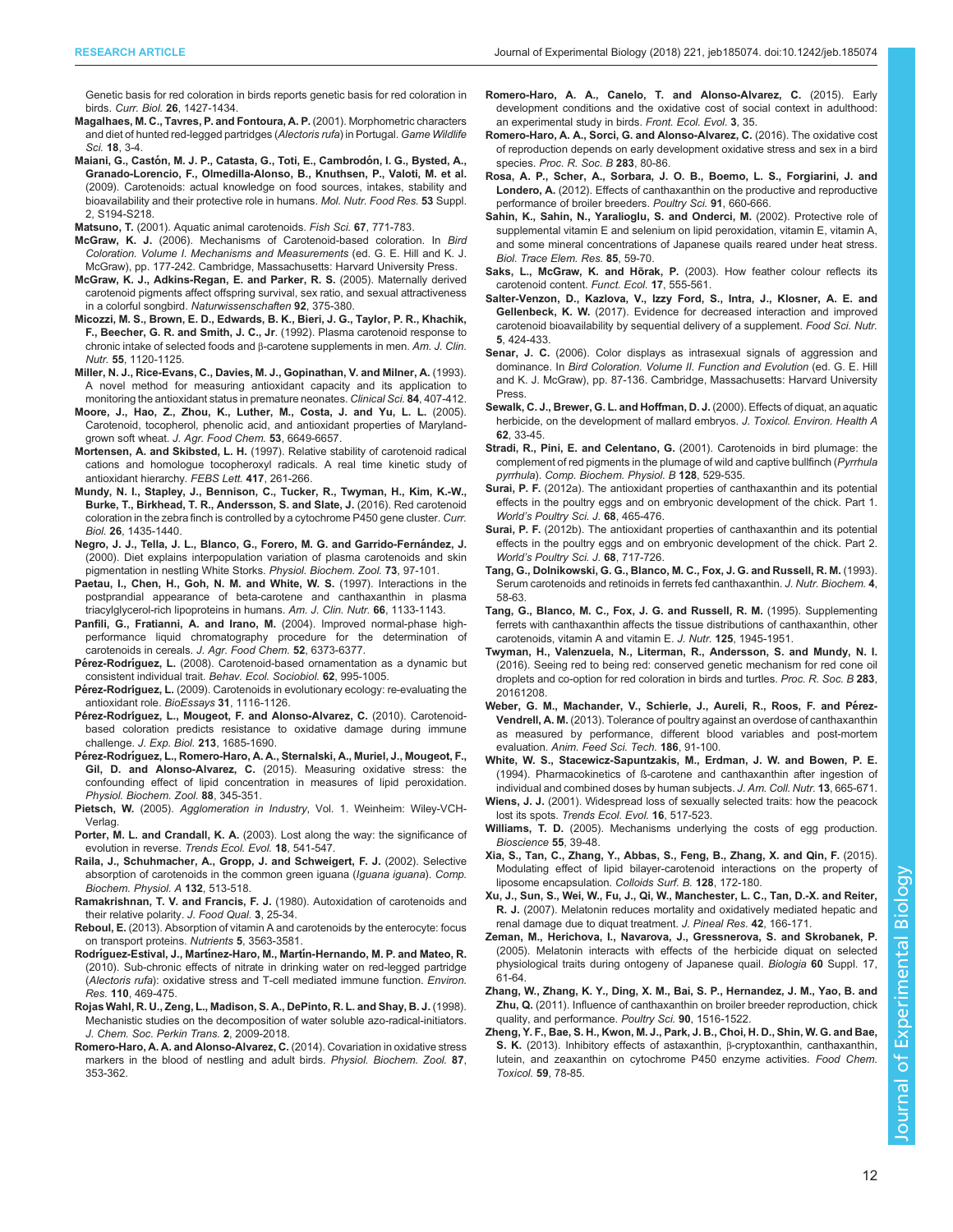Genetic basis for red coloration in birds reveals genetic basis for red coloration in birds. *Curr. Biol.* **26**, 1427-1434.

**Magalhaes, M. C., Tavres, P. and Fontoura, A. P.** (2001). Morphometric characters and diet of hunted red-legged partridges (*Alectoris rufa*) in Portugal. *Game Wildlife Sci.* **18**, 3-4.

**Maiani, G., Castón, M. J. P., Catasta, G., Toti, E., Cambrodón, I. G., Bysted, A., Granado-Lorencio, F., Olmedilla-Alonso, B., Knuthsen, P., Valoti, M. et al.** (2009). Carotenoids: actual knowledge on food sources, intakes, stability and bioavailability and their protective role in humans. *Mol. Nutr. Food Res.* **53** Suppl. 2, S194-S218.

**Matsuno, T.** (2001). Aquatic animal carotenoids. *Fish Sci.* **67**, 771-783.

**McGraw, K. J.** (2006). Mechanisms of Carotenoid-based coloration. In *Bird Coloration. Volume I. Mechanisms and Measurements* (ed. G. E. Hill and K. J. McGraw), pp. 177-242. Cambridge, Massachusetts: Harvard University Press.

**McGraw, K. J., Adkins-Regan, E. and Parker, R. S.** (2005). Maternally derived carotenoid pigments affect offspring survival, sex ratio, and sexual attractiveness in a colorful songbird. *Naturwissenschaften* **92**, 375-380.

**Micozzi, M. S., Brown, E. D., Edwards, B. K., Bieri, J. G., Taylor, P. R., Khachik, F., Beecher, G. R. and Smith, J. C., Jr** (1992). Plasma carotenoid response to chronic intake of selected foods and β-carotene supplements in men. *Am. J. Clin. Nutr.* **55**, 1120-1125.

**Miller, N. J., Rice-Evans, C., Davies, M. J., Gopinathan, V. and Milner, A.** (1993). A novel method for measuring antioxidant capacity and its application to monitoring the antioxidant status in premature neonates. *Clinical Sci.* **84**, 407-412.

**Moore, J., Hao, Z., Zhou, K., Luther, M., Costa, J. and Yu, L. L.** (2005). Carotenoid, tocopherol, phenolic acid, and antioxidant properties of Maryland-grown soft wheat. *J. Agr. Food Chem.* **53**, 6649-6657.

**Mortensen, A. and Skibsted, L. H.** (1997). Relative stability of carotenoid radical cations and homologue tocopheroxyl radicals. A real time kinetic study of antioxidant hierarchy. *FEBS Lett.* **417**, 261-266.

**Mundy, N. I., Stapley, J., Bennison, C., Tucker, R., Twyman, H., Kim, K.-W., Burke, T., Birkhead, T. R., Andersson, S. and Slate, J.** (2016). Red carotenoid coloration in the zebra finch is controlled by a cytochrome P450 gene cluster. *Curr. Biol.* **26**, 1435-1440.

**Negro, J. J., Tella, J. L., Blanco, G., Forero, M. G. and Garrido-Fernández, J.** (2000). Diet explains interpopulation variation of plasma carotenoids and skin pigmentation in nestling White Storks. *Physiol. Biochem. Zool.* **73**, 97-101.

**Paetau, I., Chen, H., Goh, N. M. and White, W. S.** (1997). Interactions in the postprandial appearance of beta-carotene and canthaxanthin in plasma triacylglycerol-rich lipoproteins in humans. *Am. J. Clin. Nutr.* **66**, 1133-1143.

**Panfili, G., Fratianni, A. and Irano, M.** (2004). Improved normal-phase high-performance liquid chromatography procedure for the determination of carotenoids in cereals. *J. Agr. Food Chem.* **52**, 6373-6377.

**Pérez-Rodríguez, L.** (2008). Carotenoid-based ornamentation as a dynamic but consistent individual trait. *Behav. Ecol. Sociobiol.* **62**, 995-1005.

**Pérez-Rodríguez, L.** (2009). Carotenoids in evolutionary ecology: re-evaluating the antioxidant role. *BioEssays* **31**, 1116-1126.

**Pérez-Rodríguez, L., Mougeot, F. and Alonso-Alvarez, C.** (2010). Carotenoid-based coloration predicts resistance to oxidative damage during immune challenge. *J. Exp. Biol.* **213**, 1685-1690.

**Pérez-Rodríguez, L., Romero-Haro, A. A., Sternalski, A., Muriel, J., Mougeot, F., Gil, D. and Alonso-Alvarez, C.** (2015). Measuring oxidative stress: the confounding effect of lipid concentration in measures of lipid peroxidation. *Physiol. Biochem. Zool.* **88**, 345-351.

**Pietsch, W.** (2005). *Agglomeration in Industry*, Vol. 1. Weinheim: Wiley-VCH-Verlag.

**Porter, M. L. and Crandall, K. A.** (2003). Lost along the way: the significance of evolution in reverse. *Trends Ecol. Evol.* **18**, 541-547.

**Raila, J., Schuhmacher, A., Gropp, J. and Schweigert, F. J.** (2002). Selective absorption of carotenoids in the common green iguana (*Iguana iguana*). *Comp. Biochem. Physiol. A* **132**, 513-518.

**Ramakrishnan, T. V. and Francis, F. J.** (1980). Autoxidation of carotenoids and their relative polarity. *J. Food Qual.* **3**, 25-34.

**Reboul, E.** (2013). Absorption of vitamin A and carotenoids by the enterocyte: focus on transport proteins. *Nutrients* **5**, 3563-3581.

**Rodríguez-Estival, J., Martínez-Haro, M., Martín-Hernando, M. P. and Mateo, R.** (2010). Sub-chronic effects of nitrate in drinking water on red-legged partridge (*Alectoris rufa*): oxidative stress and T-cell mediated immune function. *Environ. Res.* **110**, 469-475.

**Rojas Wahl, R. U., Zeng, L., Madison, S. A., DePinto, R. L. and Shay, B. J.** (1998). Mechanistic studies on the decomposition of water soluble azo-radical-initiators. *J. Chem. Soc. Perkin Trans.* **2**, 2009-2018.

**Romero-Haro, A. A. and Alonso-Alvarez, C.** (2014). Covariation in oxidative stress markers in the blood of nestling and adult birds. *Physiol. Biochem. Zool.* **87**, 353-362.

**Romero-Haro, A. A., Canelo, T. and Alonso-Alvarez, C.** (2015). Early development conditions and the oxidative cost of social context in adulthood: an experimental study in birds. *Front. Ecol. Evol.* **3**, 35.

**Romero-Haro, A. A., Sorci, G. and Alonso-Alvarez, C.** (2016). The oxidative cost of reproduction depends on early development oxidative stress and sex in a bird species. *Proc. R. Soc. B* **283**, 80-86.

**Rosa, A. P., Scher, A., Sorbara, J. O. B., Boemo, L. S., Forgiarini, J. and Londero, A.** (2012). Effects of canthaxanthin on the productive and reproductive performance of broiler breeders. *Poultry Sci.* **91**, 660-666.

**Sahin, K., Sahin, N., Yaralioglu, S. and Onderci, M.** (2002). Protective role of supplemental vitamin E and selenium on lipid peroxidation, vitamin E, vitamin A, and some mineral concentrations of Japanese quails reared under heat stress. *Biol. Trace Elem. Res.* **85**, 59-70.

**Saks, L., McGraw, K. and Hõrak, P.** (2003). How feather colour reflects its carotenoid content. *Funct. Ecol.* **17**, 555-561.

**Salter-Venzon, D., Kazlova, V., Izzy Ford, S., Intra, J., Klosner, A. E. and Gellenbeck, K. W.** (2017). Evidence for decreased interaction and improved carotenoid bioavailability by sequential delivery of a supplement. *Food Sci. Nutr.* **5**, 424-433.

**Senar, J. C.** (2006). Color displays as intrasexual signals of aggression and dominance. In *Bird Coloration. Volume II. Function and Evolution* (ed. G. E. Hill and K. J. McGraw), pp. 87-136. Cambridge, Massachusetts: Harvard University Press.

**Sewalk, C. J., Brewer, G. L. and Hoffman, D. J.** (2000). Effects of diquat, an aquatic herbicide, on the development of mallard embryos. *J. Toxicol. Environ. Health A* **62**, 33-45.

**Stradi, R., Pini, E. and Celentano, G.** (2001). Carotenoids in bird plumage: the complement of red pigments in the plumage of wild and captive bullfinch (*Pyrrhula pyrrhula*). *Comp. Biochem. Physiol. B* **128**, 529-535.

**Surai, P. F.** (2012a). The antioxidant properties of canthaxanthin and its potential effects in the poultry eggs and on embryonic development of the chick. Part 1. *World's Poultry Sci. J.* **68**, 465-476.

**Surai, P. F.** (2012b). The antioxidant properties of canthaxanthin and its potential effects in the poultry eggs and on embryonic development of the chick. Part 2. *World's Poultry Sci. J.* **68**, 717-726.

**Tang, G., Dolnikowski, G. G., Blanco, M. C., Fox, J. G. and Russell, R. M.** (1993). Serum carotenoids and retinoids in ferrets fed canthaxanthin. *J. Nutr. Biochem.* **4**, 58-63.

**Tang, G., Blanco, M. C., Fox, J. G. and Russell, R. M.** (1995). Supplementing ferrets with canthaxanthin affects the tissue distributions of canthaxanthin, other carotenoids, vitamin A and vitamin E. *J. Nutr.* **125**, 1945-1951.

**Twyman, H., Valenzuela, N., Literman, R., Andersson, S. and Mundy, N. I.** (2016). Seeing red to being red: conserved genetic mechanism for red cone oil droplets and co-option for red coloration in birds and turtles. *Proc. R. Soc. B* **283**, 20161208.

**Weber, G. M., Machander, V., Schierle, J., Aureli, R., Roos, F. and Pérez-Vendrell, A. M.** (2013). Tolerance of poultry against an overdose of canthaxanthin as measured by performance, different blood variables and post-mortem evaluation. *Anim. Feed Sci. Tech.* **186**, 91-100.

**White, W. S., Stacewicz-Sapuntzakis, M., Erdman, J. W. and Bowen, P. E.** (1994). Pharmacokinetics of ß-carotene and canthaxanthin after ingestion of individual and combined doses by human subjects. *J. Am. Coll. Nutr.* **13**, 665-671.

**Wiens, J. J.** (2001). Widespread loss of sexually selected traits: how the peacock lost its spots. *Trends Ecol. Evol.* **16**, 517-523.

**Williams, T. D.** (2005). Mechanisms underlying the costs of egg production. *Bioscience* **55**, 39-48.

**Xia, S., Tan, C., Zhang, Y., Abbas, S., Feng, B., Zhang, X. and Qin, F.** (2015). Modulating effect of lipid bilayer-carotenoid interactions on the property of liposome encapsulation. *Colloids Surf. B.* **128**, 172-180.

**Xu, J., Sun, S., Wei, W., Fu, J., Qi, W., Manchester, L. C., Tan, D.-X. and Reiter, R. J.** (2007). Melatonin reduces mortality and oxidatively mediated hepatic and renal damage due to diquat treatment. *J. Pineal Res.* **42**, 166-171.

**Zeman, M., Herichova, I., Navarova, J., Gressnerova, S. and Skrobanek, P.** (2005). Melatonin interacts with effects of the herbicide diquat on selected physiological traits during ontogeny of Japanese quail. *Biologia* **60** Suppl. 17, 61-64.

**Zhang, W., Zhang, K. Y., Ding, X. M., Bai, S. P., Hernandez, J. M., Yao, B. and Zhu, Q.** (2011). Influence of canthaxanthin on broiler breeder reproduction, chick quality, and performance. *Poultry Sci.* **90**, 1516-1522.

**Zheng, Y. F., Bae, S. H., Kwon, M. J., Park, J. B., Choi, H. D., Shin, W. G. and Bae, S. K.** (2013). Inhibitory effects of astaxanthin, β-cryptoxanthin, canthaxanthin, lutein, and zeaxanthin on cytochrome P450 enzyme activities. *Food Chem. Toxicol.* **59**, 78-85.